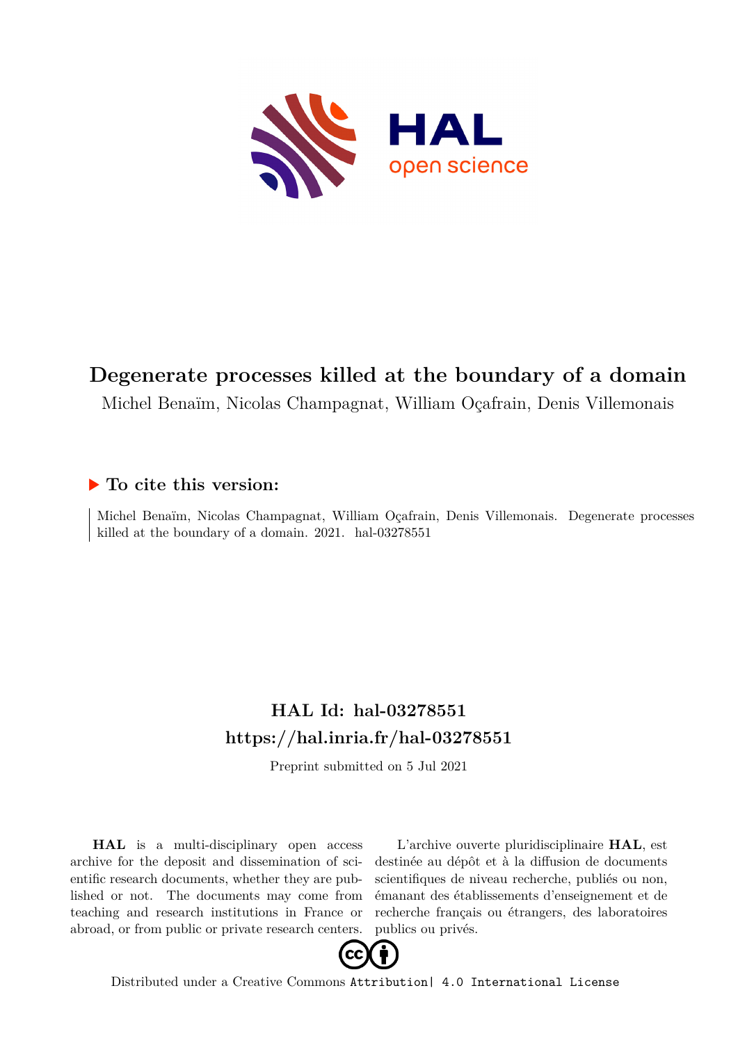# Degenerate processes killed at the boundary of a domain

Michel Benaïm, Nicolas Champagnat, William Oçafrain, Denis Villemonais

## To cite this version:

Michel Benaïm, Nicolas Champagnat, William Oçafrain, Denis Villemonais. Degenerate processes killed at the boundary of a domain. 2021. hal-03278551

## HAL Id: hal-03278551

## https://hal.inria.fr/hal-03278551

Preprint submitted on 5 Jul 2021

**HAL** is a multi-disciplinary open access archive for the deposit and dissemination of scientific research documents, whether they are published or not. The documents may come from teaching and research institutions in France or abroad, or from public or private research centers.

L'archive ouverte pluridisciplinaire **HAL**, est destinée au dépôt et à la diffusion de documents scientifiques de niveau recherche, publiés ou non, émanant des établissements d'enseignement et de recherche français ou étrangers, des laboratoires publics ou privés.

Distributed under a Creative Commons Attribution| 4.0 International License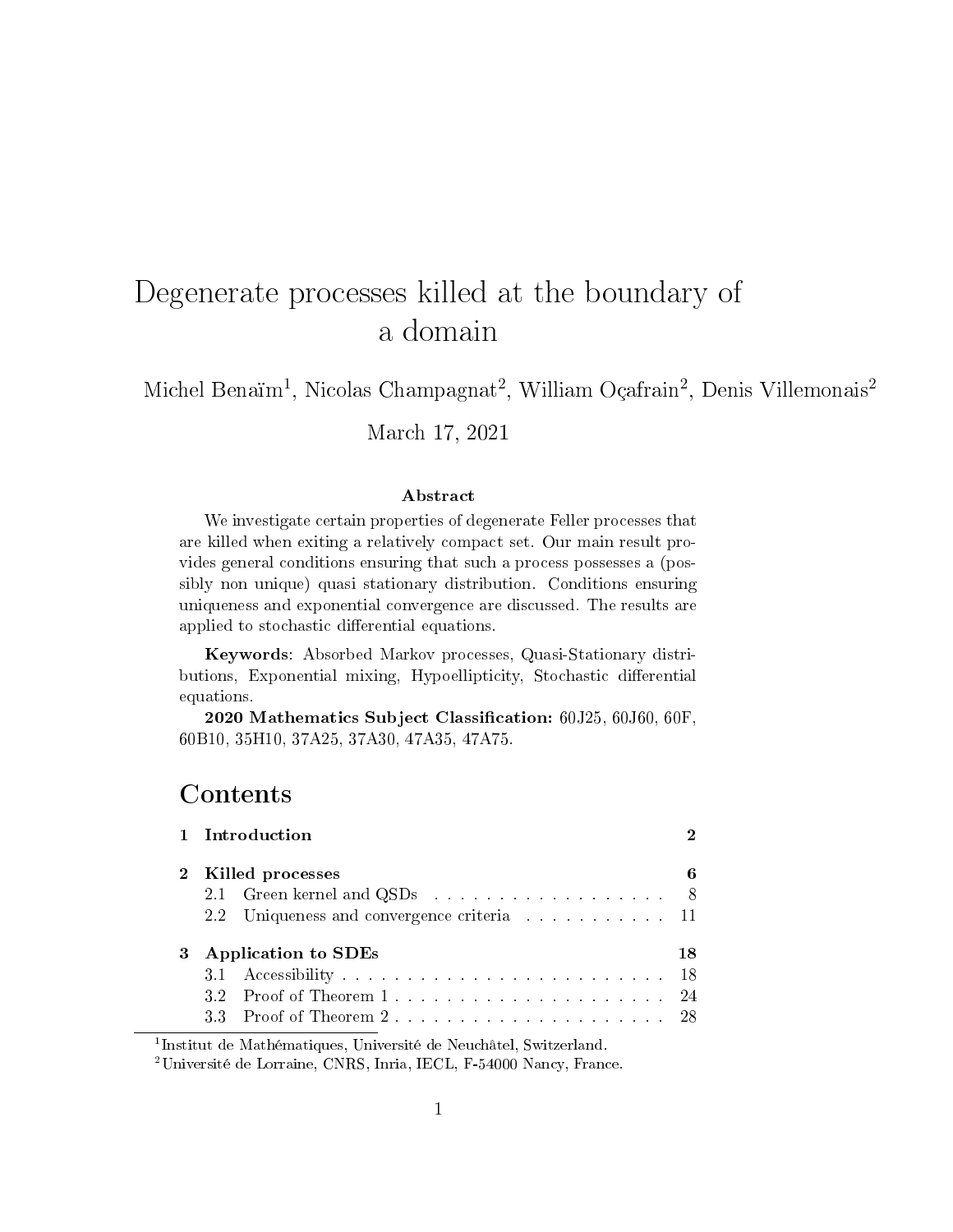# Degenerate processes killed at the boundary of a domain

Michel Benaïm[1], Nicolas Champagnat[2], William Oçafrain[2], Denis Villemonais[2]

March 17, 2021

### Abstract

We investigate certain properties of degenerate Feller processes that are killed when exiting a relatively compact set. Our main result provides general conditions ensuring that such a process possesses a (possibly non unique) quasi stationary distribution. Conditions ensuring uniqueness and exponential convergence are discussed. The results are applied to stochastic differential equations.

**Keywords**: Absorbed Markov processes, Quasi-Stationary distributions, Exponential mixing, Hypoellipticity, Stochastic differential equations.

**2020 Mathematics Subject Classification:** 60J25, 60J60, 60F, 60B10, 35H10, 37A25, 37A30, 47A35, 47A75.

## Contents

| | | |
|---|---|---|
| **1** | **Introduction** | **2** |
| **2** | **Killed processes** | **6** |
| 2.1 | Green kernel and QSDs | 8 |
| 2.2 | Uniqueness and convergence criteria | 11 |
| **3** | **Application to SDEs** | **18** |
| 3.1 | Accessibility | 18 |
| 3.2 | Proof of Theorem 1 | 24 |
| 3.3 | Proof of Theorem 2 | 28 |

[1] Institut de Mathématiques, Université de Neuchâtel, Switzerland.

[2] Université de Lorraine, CNRS, Inria, IECL, F-54000 Nancy, France.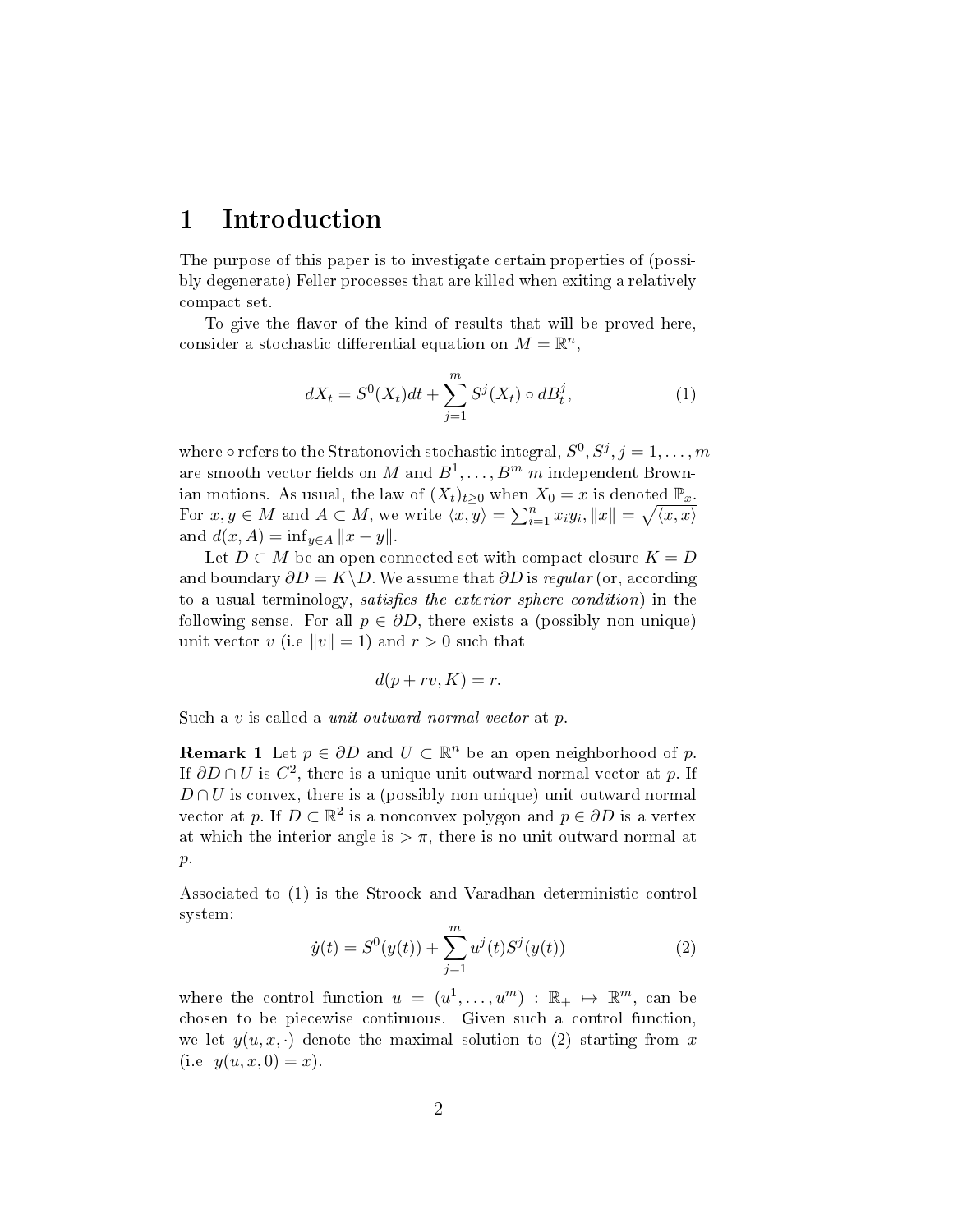# 1 Introduction

The purpose of this paper is to investigate certain properties of (possibly degenerate) Feller processes that are killed when exiting a relatively compact set.

To give the flavor of the kind of results that will be proved here, consider a stochastic differential equation on $M = \mathbb{R}^n$,

$$dX_t = S^0(X_t)dt + \sum_{j=1}^{m} S^j(X_t) \circ dB_t^j, \tag{1}$$

where $\circ$ refers to the Stratonovich stochastic integral, $S^0, S^j, j = 1, \ldots, m$ are smooth vector fields on $M$ and $B^1, \ldots, B^m$ $m$ independent Brownian motions. As usual, the law of $(X_t)_{t \geq 0}$ when $X_0 = x$ is denoted $\mathbb{P}_x$. For $x, y \in M$ and $A \subset M$, we write $\langle x, y \rangle = \sum_{i=1}^n x_i y_i$, $\|x\| = \sqrt{\langle x, x \rangle}$ and $d(x, A) = \inf_{y \in A} \|x - y\|$.

Let $D \subset M$ be an open connected set with compact closure $K = \overline{D}$ and boundary $\partial D = K \backslash D$. We assume that $\partial D$ is *regular* (or, according to a usual terminology, *satisfies the exterior sphere condition*) in the following sense. For all $p \in \partial D$, there exists a (possibly non unique) unit vector $v$ (i.e $\|v\| = 1$) and $r > 0$ such that

$$d(p + rv, K) = r.$$

Such a $v$ is called a *unit outward normal vector* at $p$.

**Remark 1** Let $p \in \partial D$ and $U \subset \mathbb{R}^n$ be an open neighborhood of $p$. If $\partial D \cap U$ is $C^2$, there is a unique unit outward normal vector at $p$. If $D \cap U$ is convex, there is a (possibly non unique) unit outward normal vector at $p$. If $D \subset \mathbb{R}^2$ is a nonconvex polygon and $p \in \partial D$ is a vertex at which the interior angle is $> \pi$, there is no unit outward normal at $p$.

Associated to (1) is the Stroock and Varadhan deterministic control system:

$$\dot{y}(t) = S^0(y(t)) + \sum_{j=1}^{m} u^j(t) S^j(y(t)) \tag{2}$$

where the control function $u = (u^1, \ldots, u^m) : \mathbb{R}_+ \mapsto \mathbb{R}^m$, can be chosen to be piecewise continuous. Given such a control function, we let $y(u, x, \cdot)$ denote the maximal solution to (2) starting from $x$ (i.e $y(u, x, 0) = x$).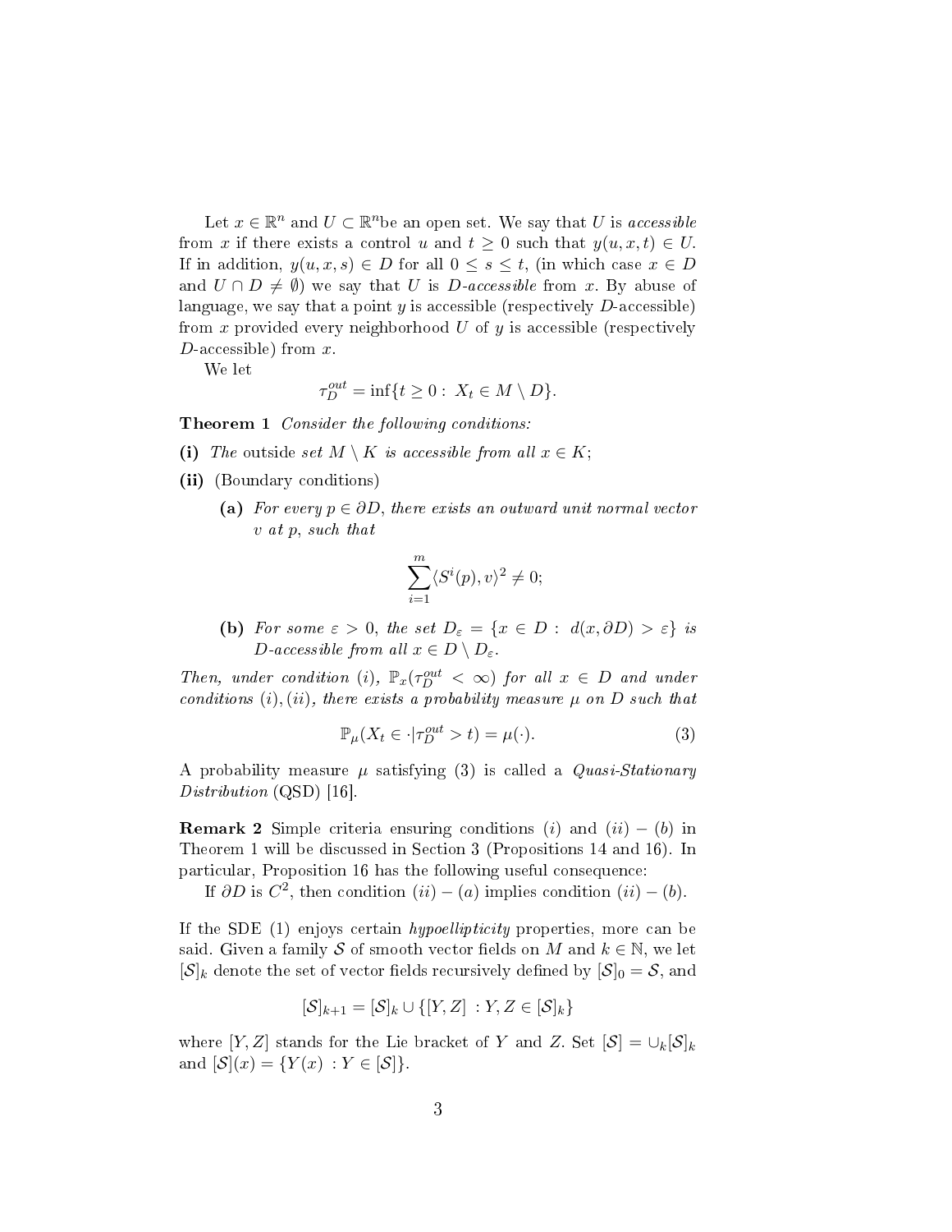Let $x \in \mathbb{R}^n$ and $U \subset \mathbb{R}^n$be an open set. We say that $U$ is *accessible* from $x$ if there exists a control $u$ and $t \geq 0$ such that $y(u, x, t) \in U$. If in addition, $y(u, x, s) \in D$ for all $0 \leq s \leq t$, (in which case $x \in D$ and $U \cap D \neq \emptyset$) we say that $U$ is *$D$-accessible* from $x$. By abuse of language, we say that a point $y$ is accessible (respectively $D$-accessible) from $x$ provided every neighborhood $U$ of $y$ is accessible (respectively $D$-accessible) from $x$.

We let

$$\tau_D^{out} = \inf\{t \geq 0 : \; X_t \in M \setminus D\}.$$

**Theorem 1** *Consider the following conditions:*

**(i)** *The* outside *set $M \setminus K$ is accessible from all $x \in K$;*

**(ii)** (Boundary conditions)

  **(a)** *For every $p \in \partial D$, there exists an outward unit normal vector $v$ at $p$, such that*

$$\sum_{i=1}^{m} \langle S^i(p), v\rangle^2 \neq 0;$$

  **(b)** *For some $\varepsilon > 0$, the set $D_\varepsilon = \{x \in D : \; d(x, \partial D) > \varepsilon\}$ is $D$-accessible from all $x \in D \setminus D_\varepsilon$.*

*Then, under condition $(i)$, $\mathbb{P}_x(\tau_D^{out} < \infty)$ for all $x \in D$ and under conditions $(i), (ii)$, there exists a probability measure $\mu$ on $D$ such that*

$$\mathbb{P}_\mu(X_t \in \cdot | \tau_D^{out} > t) = \mu(\cdot). \tag{3}$$

A probability measure $\mu$ satisfying (3) is called a *Quasi-Stationary Distribution* (QSD) [16].

**Remark 2** Simple criteria ensuring conditions $(i)$ and $(ii) - (b)$ in Theorem 1 will be discussed in Section 3 (Propositions 14 and 16). In particular, Proposition 16 has the following useful consequence:

If $\partial D$ is $C^2$, then condition $(ii) - (a)$ implies condition $(ii) - (b)$.

If the SDE (1) enjoys certain *hypoellipticity* properties, more can be said. Given a family $\mathcal{S}$ of smooth vector fields on $M$ and $k \in \mathbb{N}$, we let $[\mathcal{S}]_k$ denote the set of vector fields recursively defined by $[\mathcal{S}]_0 = \mathcal{S}$, and

$$[\mathcal{S}]_{k+1} = [\mathcal{S}]_k \cup \{[Y, Z] \; : Y, Z \in [\mathcal{S}]_k\}$$

where $[Y, Z]$ stands for the Lie bracket of $Y$ and $Z$. Set $[\mathcal{S}] = \cup_k [\mathcal{S}]_k$ and $[\mathcal{S}](x) = \{Y(x) \; : Y \in [\mathcal{S}]\}$.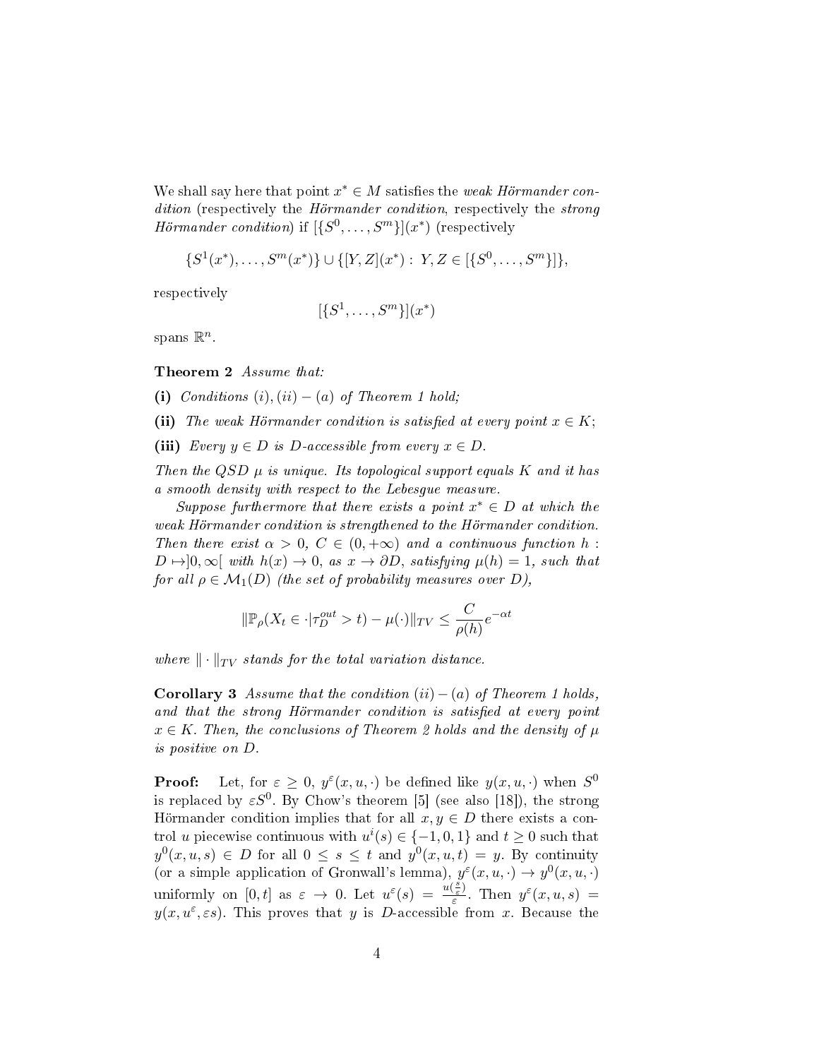We shall say here that point $x^* \in M$ satisfies the *weak Hörmander condition* (respectively the *Hörmander condition*, respectively the *strong Hörmander condition*) if $[\{S^0, \ldots, S^m\}](x^*)$ (respectively

$$\{S^1(x^*), \ldots, S^m(x^*)\} \cup \{[Y, Z](x^*) : \ Y, Z \in [\{S^0, \ldots, S^m\}]\},$$

respectively

$$[\{S^1, \ldots, S^m\}](x^*)$$

spans $\mathbb{R}^n$.

**Theorem 2** *Assume that:*

**(i)** *Conditions* $(i), (ii) - (a)$ *of Theorem 1 hold;*

**(ii)** *The weak Hörmander condition is satisfied at every point* $x \in K$;

**(iii)** *Every* $y \in D$ *is* $D$*-accessible from every* $x \in D$.

*Then the QSD* $\mu$ *is unique. Its topological support equals* $K$ *and it has a smooth density with respect to the Lebesgue measure.*

*Suppose furthermore that there exists a point* $x^* \in D$ *at which the weak Hörmander condition is strengthened to the Hörmander condition. Then there exist* $\alpha > 0$, $C \in (0, +\infty)$ *and a continuous function* $h : D \mapsto ]0, \infty[$ *with* $h(x) \to 0$, *as* $x \to \partial D$, *satisfying* $\mu(h) = 1$, *such that for all* $\rho \in \mathcal{M}_1(D)$ *(the set of probability measures over* $D$*),*

$$\|\mathbb{P}_\rho(X_t \in \cdot | \tau_D^{out} > t) - \mu(\cdot)\|_{TV} \leq \frac{C}{\rho(h)} e^{-\alpha t}$$

*where* $\| \cdot \|_{TV}$ *stands for the total variation distance.*

**Corollary 3** *Assume that the condition* $(ii) - (a)$ *of Theorem 1 holds, and that the strong Hörmander condition is satisfied at every point* $x \in K$. *Then, the conclusions of Theorem 2 holds and the density of* $\mu$ *is positive on* $D$.

**Proof:** Let, for $\varepsilon \geq 0$, $y^\varepsilon(x, u, \cdot)$ be defined like $y(x, u, \cdot)$ when $S^0$ is replaced by $\varepsilon S^0$. By Chow's theorem [5] (see also [18]), the strong Hörmander condition implies that for all $x, y \in D$ there exists a control $u$ piecewise continuous with $u^i(s) \in \{-1, 0, 1\}$ and $t \geq 0$ such that $y^0(x, u, s) \in D$ for all $0 \leq s \leq t$ and $y^0(x, u, t) = y$. By continuity (or a simple application of Gronwall's lemma), $y^\varepsilon(x, u, \cdot) \to y^0(x, u, \cdot)$ uniformly on $[0, t]$ as $\varepsilon \to 0$. Let $u^\varepsilon(s) = \frac{u(\frac{s}{\varepsilon})}{\varepsilon}$. Then $y^\varepsilon(x, u, s) = y(x, u^\varepsilon, \varepsilon s)$. This proves that $y$ is $D$-accessible from $x$. Because the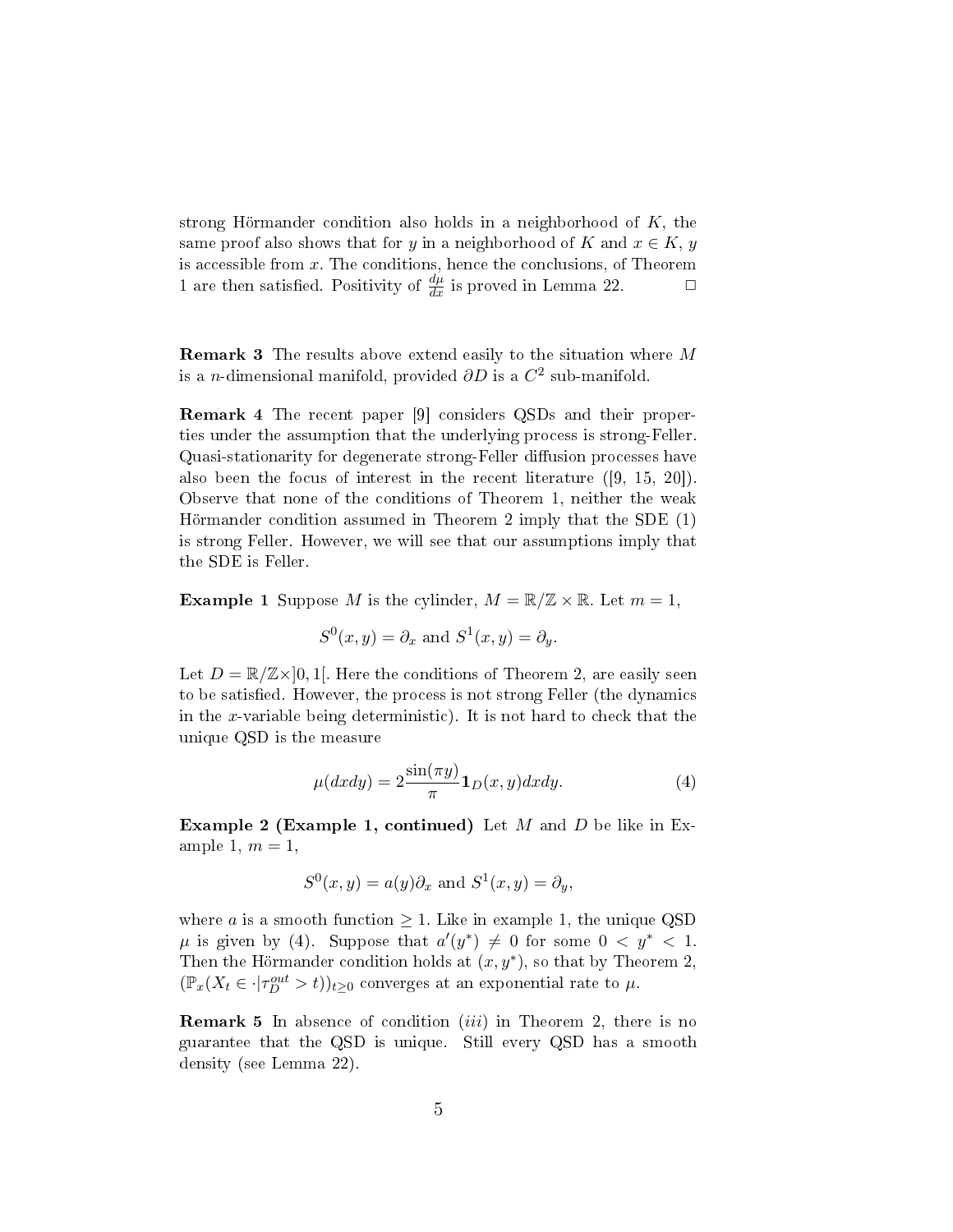strong Hörmander condition also holds in a neighborhood of $K$, the same proof also shows that for $y$ in a neighborhood of $K$ and $x \in K$, $y$ is accessible from $x$. The conditions, hence the conclusions, of Theorem 1 are then satisfied. Positivity of $\frac{d\mu}{dx}$ is proved in Lemma 22. $\square$

**Remark 3** The results above extend easily to the situation where $M$ is a $n$-dimensional manifold, provided $\partial D$ is a $C^2$ sub-manifold.

**Remark 4** The recent paper [9] considers QSDs and their properties under the assumption that the underlying process is strong-Feller. Quasi-stationarity for degenerate strong-Feller diffusion processes have also been the focus of interest in the recent literature ([9, 15, 20]). Observe that none of the conditions of Theorem 1, neither the weak Hörmander condition assumed in Theorem 2 imply that the SDE (1) is strong Feller. However, we will see that our assumptions imply that the SDE is Feller.

**Example 1** Suppose $M$ is the cylinder, $M = \mathbb{R}/\mathbb{Z} \times \mathbb{R}$. Let $m = 1$,

$$S^0(x,y) = \partial_x \text{ and } S^1(x,y) = \partial_y.$$

Let $D = \mathbb{R}/\mathbb{Z} \times ]0,1[$. Here the conditions of Theorem 2, are easily seen to be satisfied. However, the process is not strong Feller (the dynamics in the $x$-variable being deterministic). It is not hard to check that the unique QSD is the measure

$$\mu(dxdy) = 2\frac{\sin(\pi y)}{\pi} \mathbf{1}_D(x,y) dxdy. \tag{4}$$

**Example 2 (Example 1, continued)** Let $M$ and $D$ be like in Example 1, $m = 1$,

$$S^0(x,y) = a(y)\partial_x \text{ and } S^1(x,y) = \partial_y,$$

where $a$ is a smooth function $\geq 1$. Like in example 1, the unique QSD $\mu$ is given by (4). Suppose that $a'(y^*) \neq 0$ for some $0 < y^* < 1$. Then the Hörmander condition holds at $(x, y^*)$, so that by Theorem 2, $(\mathbb{P}_x(X_t \in \cdot | \tau_D^{out} > t))_{t \geq 0}$ converges at an exponential rate to $\mu$.

**Remark 5** In absence of condition $(iii)$ in Theorem 2, there is no guarantee that the QSD is unique. Still every QSD has a smooth density (see Lemma 22).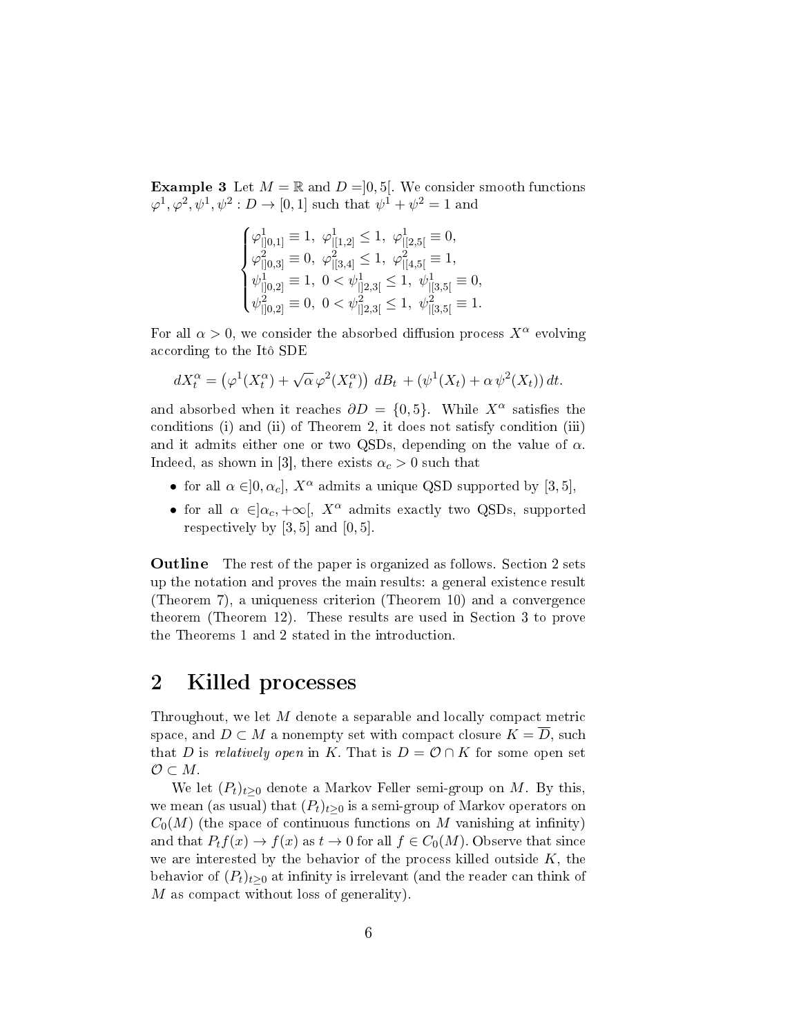**Example 3** Let $M = \mathbb{R}$ and $D = ]0, 5[$. We consider smooth functions $\varphi^1, \varphi^2, \psi^1, \psi^2 : D \to [0, 1]$ such that $\psi^1 + \psi^2 = 1$ and

$$
\begin{cases}
\varphi^1_{|]0,1]} \equiv 1, \ \varphi^1_{|[1,2]} \leq 1, \ \varphi^1_{|[2,5[} \equiv 0, \\
\varphi^2_{|]0,3]} \equiv 0, \ \varphi^2_{|[3,4]} \leq 1, \ \varphi^2_{|[4,5[} \equiv 1, \\
\psi^1_{|]0,2]} \equiv 1, \ 0 < \psi^1_{|]2,3[} \leq 1, \ \psi^1_{|[3,5[} \equiv 0, \\
\psi^2_{|]0,2]} \equiv 0, \ 0 < \psi^2_{|]2,3[} \leq 1, \ \psi^2_{|[3,5[} \equiv 1.
\end{cases}
$$

For all $\alpha > 0$, we consider the absorbed diffusion process $X^\alpha$ evolving according to the Itô SDE

$$
dX^\alpha_t = \left(\varphi^1(X^\alpha_t) + \sqrt{\alpha}\, \varphi^2(X^\alpha_t)\right) \, dB_t + \left(\psi^1(X_t) + \alpha\, \psi^2(X_t)\right) dt.
$$

and absorbed when it reaches $\partial D = \{0, 5\}$. While $X^\alpha$ satisfies the conditions (i) and (ii) of Theorem 2, it does not satisfy condition (iii) and it admits either one or two QSDs, depending on the value of $\alpha$. Indeed, as shown in [3], there exists $\alpha_c > 0$ such that

- for all $\alpha \in ]0, \alpha_c]$, $X^\alpha$ admits a unique QSD supported by $[3, 5]$,
- for all $\alpha \in ]\alpha_c, +\infty[$, $X^\alpha$ admits exactly two QSDs, supported respectively by $[3, 5]$ and $[0, 5]$.

**Outline** The rest of the paper is organized as follows. Section 2 sets up the notation and proves the main results: a general existence result (Theorem 7), a uniqueness criterion (Theorem 10) and a convergence theorem (Theorem 12). These results are used in Section 3 to prove the Theorems 1 and 2 stated in the introduction.

## 2 Killed processes

Throughout, we let $M$ denote a separable and locally compact metric space, and $D \subset M$ a nonempty set with compact closure $K = \overline{D}$, such that $D$ is *relatively open* in $K$. That is $D = \mathcal{O} \cap K$ for some open set $\mathcal{O} \subset M$.

We let $(P_t)_{t \geq 0}$ denote a Markov Feller semi-group on $M$. By this, we mean (as usual) that $(P_t)_{t \geq 0}$ is a semi-group of Markov operators on $C_0(M)$ (the space of continuous functions on $M$ vanishing at infinity) and that $P_t f(x) \to f(x)$ as $t \to 0$ for all $f \in C_0(M)$. Observe that since we are interested by the behavior of the process killed outside $K$, the behavior of $(P_t)_{t \geq 0}$ at infinity is irrelevant (and the reader can think of $M$ as compact without loss of generality).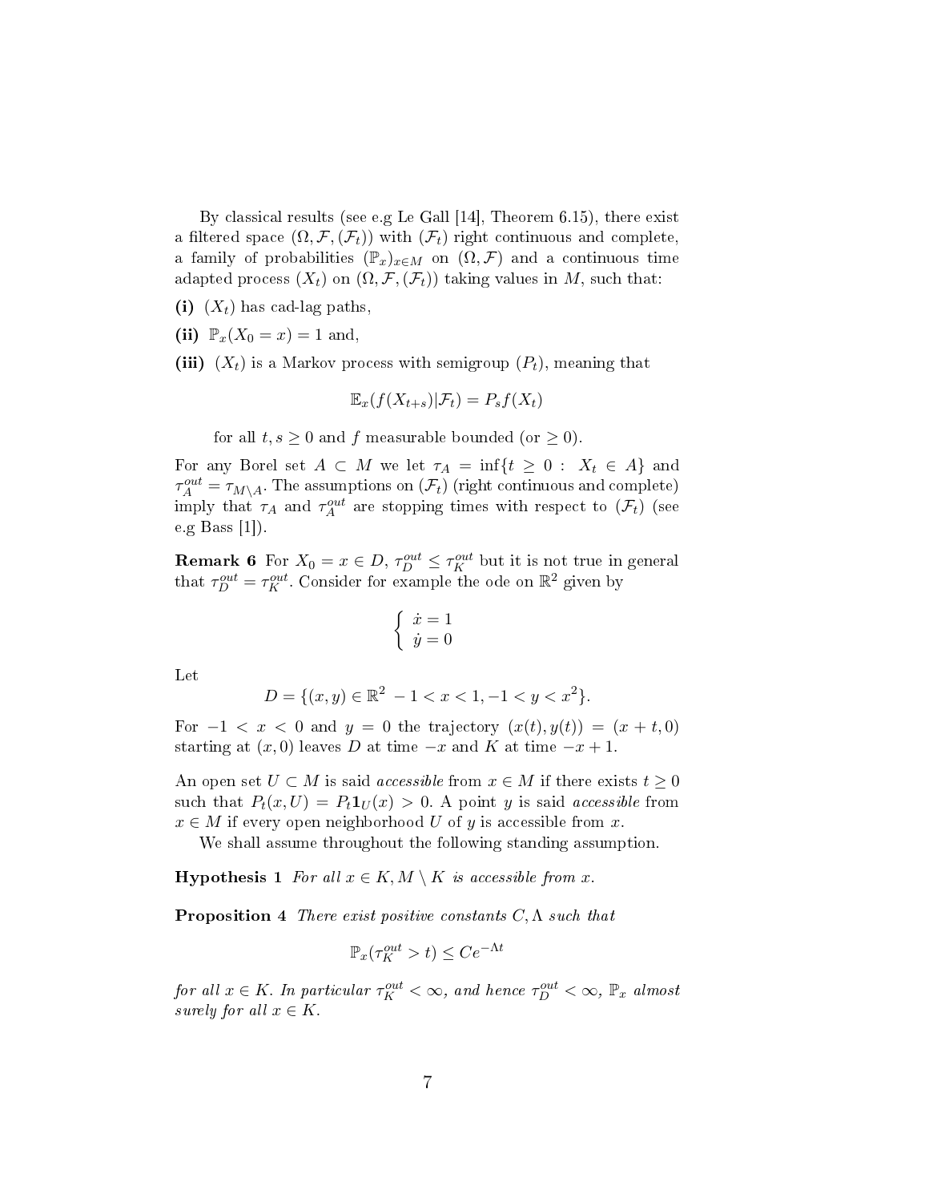By classical results (see e.g Le Gall [14], Theorem 6.15), there exist a filtered space $(\Omega, \mathcal{F}, (\mathcal{F}_t))$ with $(\mathcal{F}_t)$ right continuous and complete, a family of probabilities $(\mathbb{P}_x)_{x \in M}$ on $(\Omega, \mathcal{F})$ and a continuous time adapted process $(X_t)$ on $(\Omega, \mathcal{F}, (\mathcal{F}_t))$ taking values in $M$, such that:

**(i)** $(X_t)$ has cad-lag paths,

**(ii)** $\mathbb{P}_x(X_0 = x) = 1$ and,

**(iii)** $(X_t)$ is a Markov process with semigroup $(P_t)$, meaning that

$$\mathbb{E}_x(f(X_{t+s})|\mathcal{F}_t) = P_s f(X_t)$$

for all $t, s \geq 0$ and $f$ measurable bounded (or $\geq 0$).

For any Borel set $A \subset M$ we let $\tau_A = \inf\{t \geq 0 : X_t \in A\}$ and $\tau_A^{out} = \tau_{M \setminus A}$. The assumptions on $(\mathcal{F}_t)$ (right continuous and complete) imply that $\tau_A$ and $\tau_A^{out}$ are stopping times with respect to $(\mathcal{F}_t)$ (see e.g Bass [1]).

**Remark 6** For $X_0 = x \in D$, $\tau_D^{out} \leq \tau_K^{out}$ but it is not true in general that $\tau_D^{out} = \tau_K^{out}$. Consider for example the ode on $\mathbb{R}^2$ given by

$$\begin{cases} \dot{x} = 1 \\ \dot{y} = 0 \end{cases}$$

Let

$$D = \{(x, y) \in \mathbb{R}^2 \; -1 < x < 1, -1 < y < x^2\}.$$

For $-1 < x < 0$ and $y = 0$ the trajectory $(x(t), y(t)) = (x + t, 0)$ starting at $(x, 0)$ leaves $D$ at time $-x$ and $K$ at time $-x + 1$.

An open set $U \subset M$ is said *accessible* from $x \in M$ if there exists $t \geq 0$ such that $P_t(x, U) = P_t \mathbf{1}_U(x) > 0$. A point $y$ is said *accessible* from $x \in M$ if every open neighborhood $U$ of $y$ is accessible from $x$.

We shall assume throughout the following standing assumption.

**Hypothesis 1** *For all $x \in K, M \setminus K$ is accessible from $x$.*

**Proposition 4** *There exist positive constants $C, \Lambda$ such that*

$$\mathbb{P}_x(\tau_K^{out} > t) \leq Ce^{-\Lambda t}$$

*for all $x \in K$. In particular $\tau_K^{out} < \infty$, and hence $\tau_D^{out} < \infty$, $\mathbb{P}_x$ almost surely for all $x \in K$.*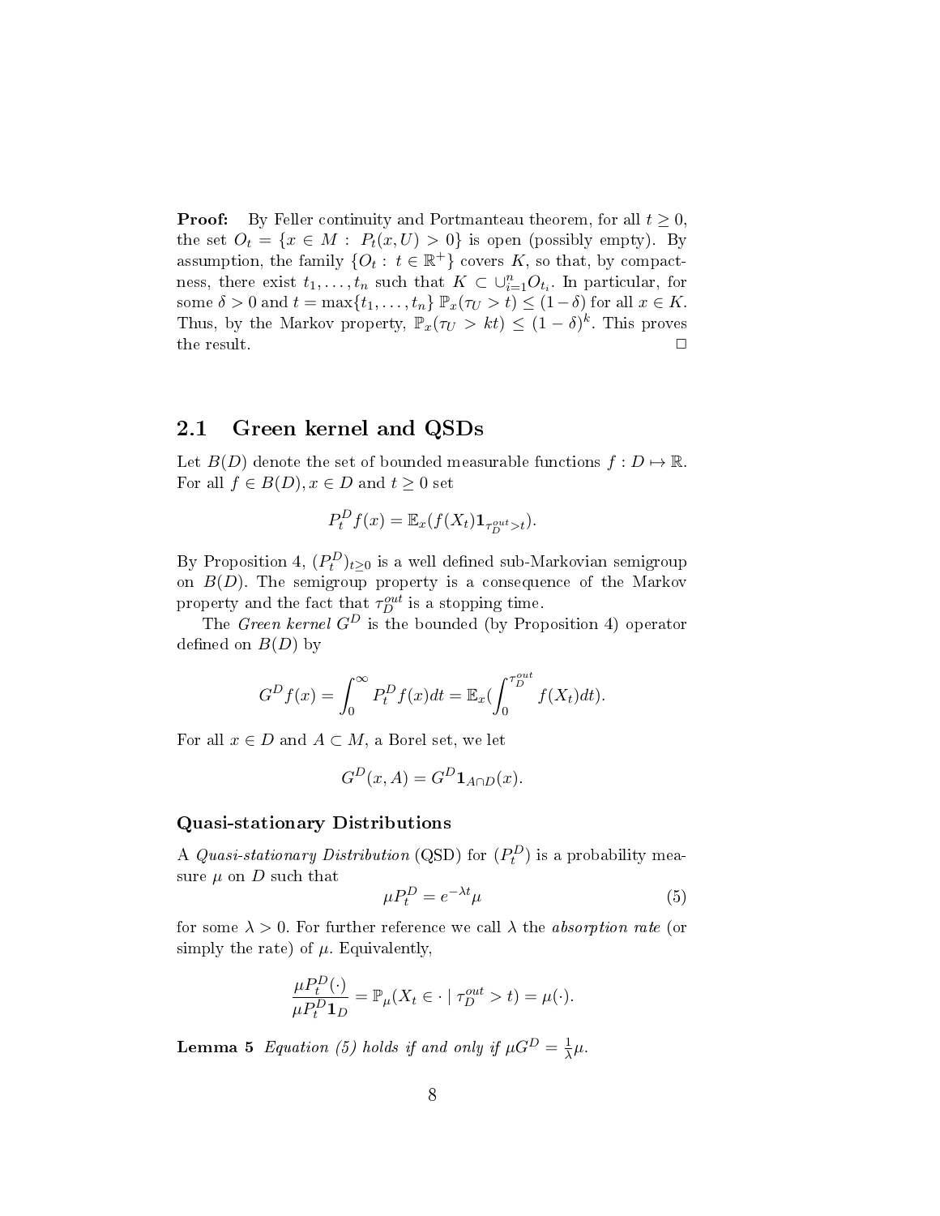**Proof:** By Feller continuity and Portmanteau theorem, for all $t \geq 0$, the set $O_t = \{x \in M : P_t(x, U) > 0\}$ is open (possibly empty). By assumption, the family $\{O_t : t \in \mathbb{R}^+\}$ covers $K$, so that, by compactness, there exist $t_1, \ldots, t_n$ such that $K \subset \cup_{i=1}^n O_{t_i}$. In particular, for some $\delta > 0$ and $t = \max\{t_1, \ldots, t_n\}$ $\mathbb{P}_x(\tau_U > t) \leq (1-\delta)$ for all $x \in K$. Thus, by the Markov property, $\mathbb{P}_x(\tau_U > kt) \leq (1-\delta)^k$. This proves the result. $\square$

## 2.1 Green kernel and QSDs

Let $B(D)$ denote the set of bounded measurable functions $f : D \mapsto \mathbb{R}$. For all $f \in B(D), x \in D$ and $t \geq 0$ set

$$P_t^D f(x) = \mathbb{E}_x(f(X_t)\mathbf{1}_{\tau_D^{out} > t}).$$

By Proposition 4, $(P_t^D)_{t\geq 0}$ is a well defined sub-Markovian semigroup on $B(D)$. The semigroup property is a consequence of the Markov property and the fact that $\tau_D^{out}$ is a stopping time.

The *Green kernel* $G^D$ is the bounded (by Proposition 4) operator defined on $B(D)$ by

$$G^D f(x) = \int_0^\infty P_t^D f(x) dt = \mathbb{E}_x(\int_0^{\tau_D^{out}} f(X_t) dt).$$

For all $x \in D$ and $A \subset M$, a Borel set, we let

$$G^D(x, A) = G^D \mathbf{1}_{A \cap D}(x).$$

### Quasi-stationary Distributions

A *Quasi-stationary Distribution* (QSD) for $(P_t^D)$ is a probability measure $\mu$ on $D$ such that

$$\mu P_t^D = e^{-\lambda t} \mu \tag{5}$$

for some $\lambda > 0$. For further reference we call $\lambda$ the *absorption rate* (or simply the rate) of $\mu$. Equivalently,

$$\frac{\mu P_t^D(\cdot)}{\mu P_t^D \mathbf{1}_D} = \mathbb{P}_\mu(X_t \in \cdot \mid \tau_D^{out} > t) = \mu(\cdot).$$

**Lemma 5** *Equation (5) holds if and only if $\mu G^D = \frac{1}{\lambda}\mu$.*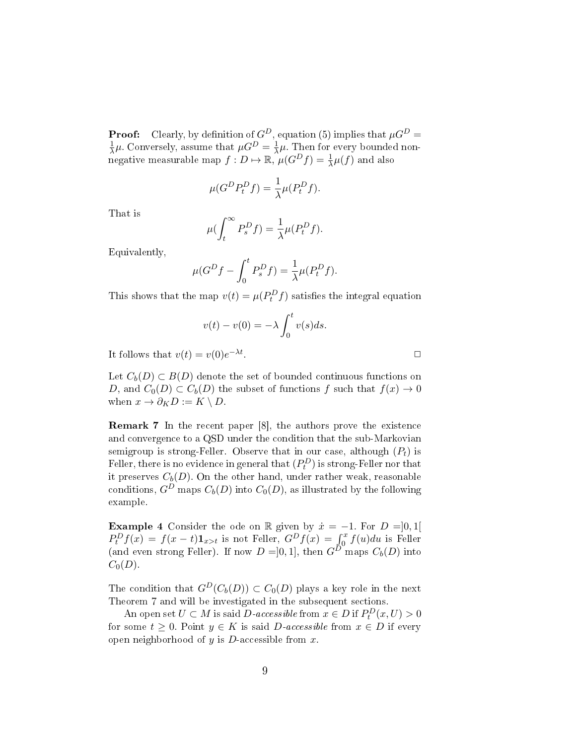**Proof:** Clearly, by definition of $G^D$, equation (5) implies that $\mu G^D = \frac{1}{\lambda}\mu$. Conversely, assume that $\mu G^D = \frac{1}{\lambda}\mu$. Then for every bounded non-negative measurable map $f : D \mapsto \mathbb{R}$, $\mu(G^D f) = \frac{1}{\lambda}\mu(f)$ and also

$$\mu(G^D P_t^D f) = \frac{1}{\lambda}\mu(P_t^D f).$$

That is

$$\mu(\int_t^\infty P_s^D f) = \frac{1}{\lambda}\mu(P_t^D f).$$

Equivalently,

$$\mu(G^D f - \int_0^t P_s^D f) = \frac{1}{\lambda}\mu(P_t^D f).$$

This shows that the map $v(t) = \mu(P_t^D f)$ satisfies the integral equation

$$v(t) - v(0) = -\lambda \int_0^t v(s)ds.$$

It follows that $v(t) = v(0)e^{-\lambda t}$. □

Let $C_b(D) \subset B(D)$ denote the set of bounded continuous functions on $D$, and $C_0(D) \subset C_b(D)$ the subset of functions $f$ such that $f(x) \to 0$ when $x \to \partial_K D := K \setminus D$.

**Remark 7** In the recent paper [8], the authors prove the existence and convergence to a QSD under the condition that the sub-Markovian semigroup is strong-Feller. Observe that in our case, although $(P_t)$ is Feller, there is no evidence in general that $(P_t^D)$ is strong-Feller nor that it preserves $C_b(D)$. On the other hand, under rather weak, reasonable conditions, $G^D$ maps $C_b(D)$ into $C_0(D)$, as illustrated by the following example.

**Example 4** Consider the ode on $\mathbb{R}$ given by $\dot{x} = -1$. For $D = ]0, 1[$ $P_t^D f(x) = f(x-t)\mathbf{1}_{x>t}$ is not Feller, $G^D f(x) = \int_0^x f(u)du$ is Feller (and even strong Feller). If now $D = ]0, 1]$, then $G^D$ maps $C_b(D)$ into $C_0(D)$.

The condition that $G^D(C_b(D)) \subset C_0(D)$ plays a key role in the next Theorem 7 and will be investigated in the subsequent sections.

An open set $U \subset M$ is said *D-accessible* from $x \in D$ if $P_t^D(x, U) > 0$ for some $t \geq 0$. Point $y \in K$ is said *D-accessible* from $x \in D$ if every open neighborhood of $y$ is $D$-accessible from $x$.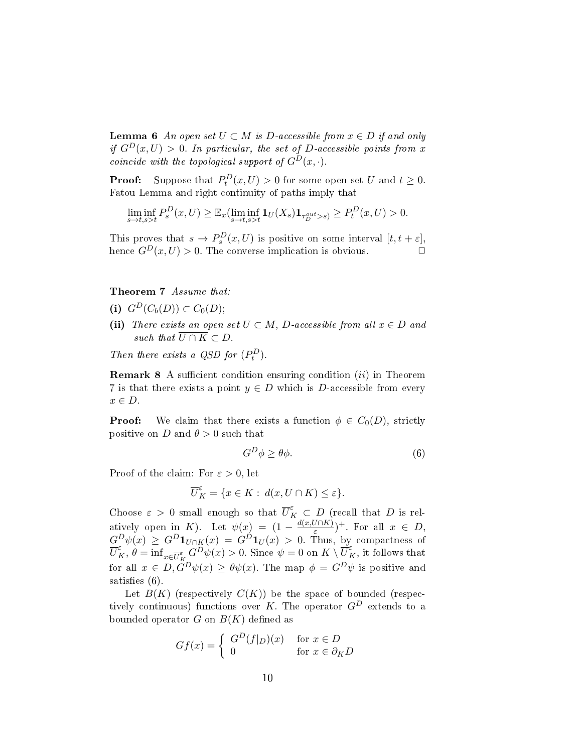**Lemma 6** *An open set $U \subset M$ is $D$-accessible from $x \in D$ if and only if $G^D(x,U) > 0$. In particular, the set of $D$-accessible points from $x$ coincide with the topological support of $G^D(x,\cdot)$.*

**Proof:** Suppose that $P_t^D(x,U) > 0$ for some open set $U$ and $t \geq 0$. Fatou Lemma and right continuity of paths imply that

$$\liminf_{s \to t, s > t} P_s^D(x,U) \geq \mathbb{E}_x(\liminf_{s \to t, s>t} \mathbf{1}_U(X_s)\mathbf{1}_{\tau_D^{out} > s}) \geq P_t^D(x,U) > 0.$$

This proves that $s \to P_s^D(x,U)$ is positive on some interval $[t, t+\varepsilon]$, hence $G^D(x,U) > 0$. The converse implication is obvious. $\square$

**Theorem 7** *Assume that:*

**(i)** $G^D(C_b(D)) \subset C_0(D)$;

**(ii)** *There exists an open set $U \subset M$, $D$-accessible from all $x \in D$ and such that $\overline{U \cap K} \subset D$.*

*Then there exists a QSD for $(P_t^D)$.*

**Remark 8** A sufficient condition ensuring condition $(ii)$ in Theorem 7 is that there exists a point $y \in D$ which is $D$-accessible from every $x \in D$.

**Proof:** We claim that there exists a function $\phi \in C_0(D)$, strictly positive on $D$ and $\theta > 0$ such that

$$G^D\phi \geq \theta\phi. \tag{6}$$

Proof of the claim: For $\varepsilon > 0$, let

$$\overline{U}_K^\varepsilon = \{x \in K : \, d(x, U \cap K) \leq \varepsilon\}.$$

Choose $\varepsilon > 0$ small enough so that $\overline{U}_K^\varepsilon \subset D$ (recall that $D$ is relatively open in $K$). Let $\psi(x) = (1 - \frac{d(x,U\cap K)}{\varepsilon})^+$. For all $x \in D$, $G^D\psi(x) \geq G^D\mathbf{1}_{U \cap K}(x) = G^D\mathbf{1}_U(x) > 0$. Thus, by compactness of $\overline{U}_K^\varepsilon$, $\theta = \inf_{x \in \overline{U}_K^\varepsilon} G^D\psi(x) > 0$. Since $\psi = 0$ on $K \setminus \overline{U}_K^\varepsilon$, it follows that for all $x \in D, G^D\psi(x) \geq \theta\psi(x)$. The map $\phi = G^D\psi$ is positive and satisfies (6).

Let $B(K)$ (respectively $C(K)$) be the space of bounded (respectively continuous) functions over $K$. The operator $G^D$ extends to a bounded operator $G$ on $B(K)$ defined as

$$Gf(x) = \begin{cases} G^D(f|_D)(x) & \text{for } x \in D \\ 0 & \text{for } x \in \partial_K D \end{cases}$$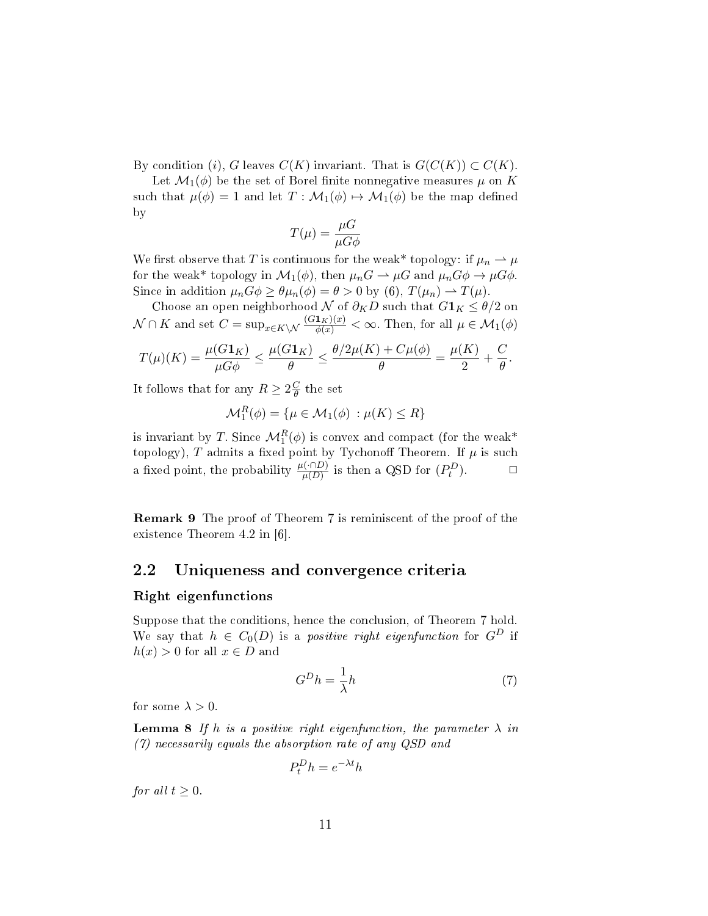By condition $(i)$, $G$ leaves $C(K)$ invariant. That is $G(C(K)) \subset C(K)$.

Let $\mathcal{M}_1(\phi)$ be the set of Borel finite nonnegative measures $\mu$ on $K$ such that $\mu(\phi) = 1$ and let $T : \mathcal{M}_1(\phi) \mapsto \mathcal{M}_1(\phi)$ be the map defined by

$$T(\mu) = \frac{\mu G}{\mu G \phi}$$

We first observe that $T$ is continuous for the weak* topology: if $\mu_n \rightharpoonup \mu$ for the weak* topology in $\mathcal{M}_1(\phi)$, then $\mu_n G \rightharpoonup \mu G$ and $\mu_n G \phi \to \mu G \phi$. Since in addition $\mu_n G \phi \geq \theta \mu_n(\phi) = \theta > 0$ by (6), $T(\mu_n) \rightharpoonup T(\mu)$.

Choose an open neighborhood $\mathcal{N}$ of $\partial_K D$ such that $G\mathbf{1}_K \leq \theta/2$ on $\mathcal{N} \cap K$ and set $C = \sup_{x \in K \setminus \mathcal{N}} \frac{(G\mathbf{1}_K)(x)}{\phi(x)} < \infty$. Then, for all $\mu \in \mathcal{M}_1(\phi)$

$$T(\mu)(K) = \frac{\mu(G\mathbf{1}_K)}{\mu G \phi} \leq \frac{\mu(G\mathbf{1}_K)}{\theta} \leq \frac{\theta/2\mu(K) + C\mu(\phi)}{\theta} = \frac{\mu(K)}{2} + \frac{C}{\theta}.$$

It follows that for any $R \geq 2\frac{C}{\theta}$ the set

$$\mathcal{M}_1^R(\phi) = \{\mu \in \mathcal{M}_1(\phi) \ : \mu(K) \leq R\}$$

is invariant by $T$. Since $\mathcal{M}_1^R(\phi)$ is convex and compact (for the weak* topology), $T$ admits a fixed point by Tychonoff Theorem. If $\mu$ is such a fixed point, the probability $\frac{\mu(\cdot \cap D)}{\mu(D)}$ is then a QSD for $(P_t^D)$. $\square$

**Remark 9** The proof of Theorem 7 is reminiscent of the proof of the existence Theorem 4.2 in [6].

## 2.2 Uniqueness and convergence criteria

### Right eigenfunctions

Suppose that the conditions, hence the conclusion, of Theorem 7 hold. We say that $h \in C_0(D)$ is a *positive right eigenfunction* for $G^D$ if $h(x) > 0$ for all $x \in D$ and

$$G^D h = \frac{1}{\lambda} h \tag{7}$$

for some $\lambda > 0$.

**Lemma 8** *If $h$ is a positive right eigenfunction, the parameter $\lambda$ in (7) necessarily equals the absorption rate of any QSD and*

$$P_t^D h = e^{-\lambda t} h$$

*for all $t \geq 0$.*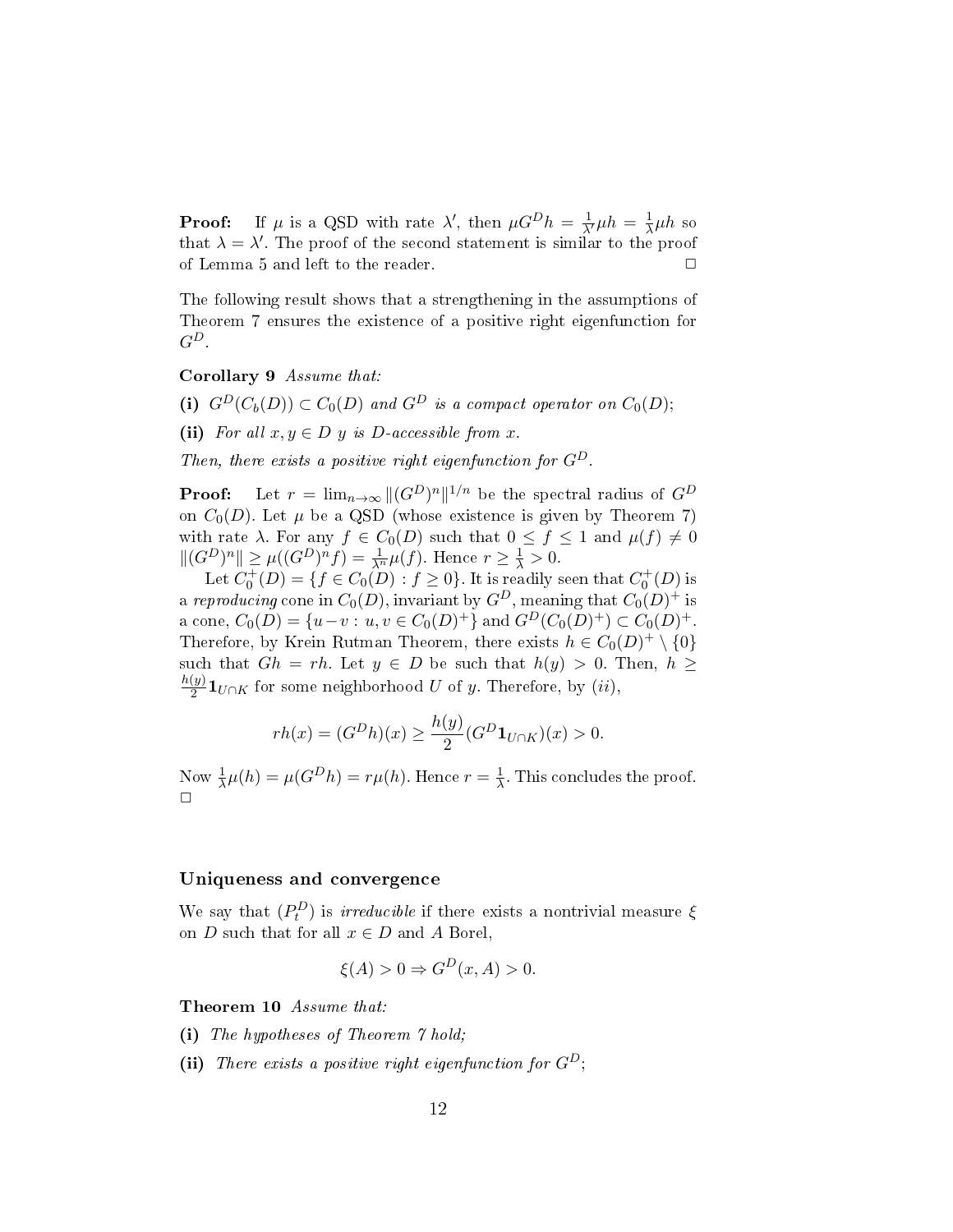**Proof:** If $\mu$ is a QSD with rate $\lambda'$, then $\mu G^D h = \frac{1}{\lambda'}\mu h = \frac{1}{\lambda}\mu h$ so that $\lambda = \lambda'$. The proof of the second statement is similar to the proof of Lemma 5 and left to the reader. $\square$

The following result shows that a strengthening in the assumptions of Theorem 7 ensures the existence of a positive right eigenfunction for $G^D$.

**Corollary 9** *Assume that:*

**(i)** *$G^D(C_b(D)) \subset C_0(D)$ and $G^D$ is a compact operator on $C_0(D)$;*

**(ii)** *For all $x, y \in D$ $y$ is $D$-accessible from $x$.*

*Then, there exists a positive right eigenfunction for $G^D$.*

**Proof:** Let $r = \lim_{n\to\infty} \|(G^D)^n\|^{1/n}$ be the spectral radius of $G^D$ on $C_0(D)$. Let $\mu$ be a QSD (whose existence is given by Theorem 7) with rate $\lambda$. For any $f \in C_0(D)$ such that $0 \leq f \leq 1$ and $\mu(f) \neq 0$ $\|(G^D)^n\| \geq \mu((G^D)^n f) = \frac{1}{\lambda^n}\mu(f)$. Hence $r \geq \frac{1}{\lambda} > 0$.

Let $C_0^+(D) = \{f \in C_0(D) : f \geq 0\}$. It is readily seen that $C_0^+(D)$ is a *reproducing* cone in $C_0(D)$, invariant by $G^D$, meaning that $C_0(D)^+$ is a cone, $C_0(D) = \{u - v : u, v \in C_0(D)^+\}$ and $G^D(C_0(D)^+) \subset C_0(D)^+$. Therefore, by Krein Rutman Theorem, there exists $h \in C_0(D)^+ \setminus \{0\}$ such that $Gh = rh$. Let $y \in D$ be such that $h(y) > 0$. Then, $h \geq \frac{h(y)}{2}\mathbf{1}_{U\cap K}$ for some neighborhood $U$ of $y$. Therefore, by $(ii)$,

$$rh(x) = (G^D h)(x) \geq \frac{h(y)}{2}(G^D \mathbf{1}_{U\cap K})(x) > 0.$$

Now $\frac{1}{\lambda}\mu(h) = \mu(G^D h) = r\mu(h)$. Hence $r = \frac{1}{\lambda}$. This concludes the proof. $\square$

### Uniqueness and convergence

We say that $(P_t^D)$ is *irreducible* if there exists a nontrivial measure $\xi$ on $D$ such that for all $x \in D$ and $A$ Borel,

$$\xi(A) > 0 \Rightarrow G^D(x, A) > 0.$$

**Theorem 10** *Assume that:*

**(i)** *The hypotheses of Theorem 7 hold;*

**(ii)** *There exists a positive right eigenfunction for $G^D$;*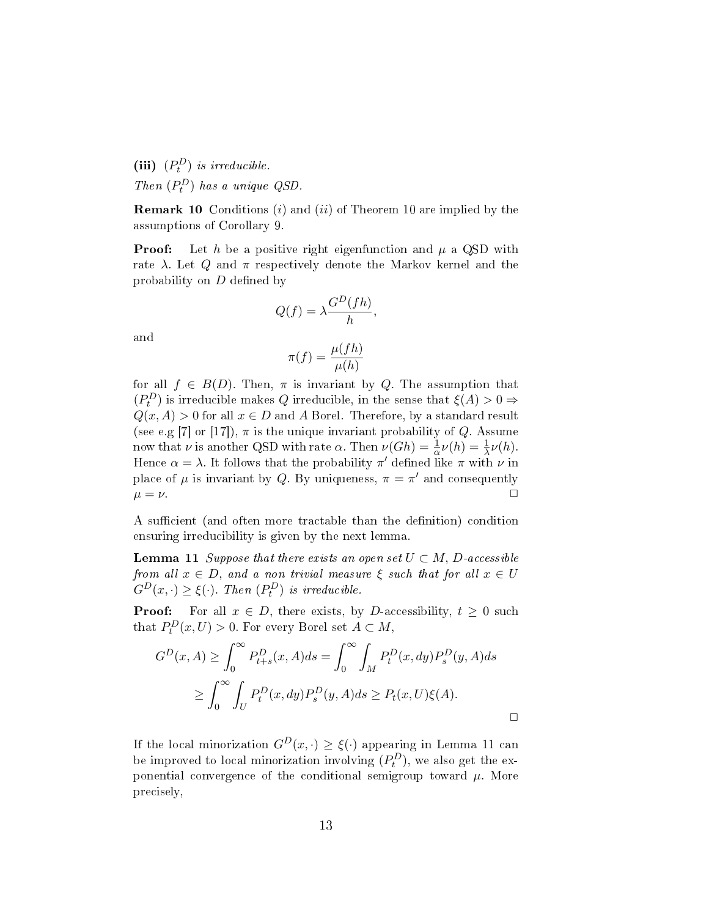**(iii)** $(P^D_t)$ *is irreducible.*

*Then $(P^D_t)$ has a unique QSD.*

**Remark 10** Conditions $(i)$ and $(ii)$ of Theorem 10 are implied by the assumptions of Corollary 9.

**Proof:** Let $h$ be a positive right eigenfunction and $\mu$ a QSD with rate $\lambda$. Let $Q$ and $\pi$ respectively denote the Markov kernel and the probability on $D$ defined by

$$Q(f) = \lambda \frac{G^D(fh)}{h},$$

and

$$\pi(f) = \frac{\mu(fh)}{\mu(h)}$$

for all $f \in B(D)$. Then, $\pi$ is invariant by $Q$. The assumption that $(P^D_t)$ is irreducible makes $Q$ irreducible, in the sense that $\xi(A) > 0 \Rightarrow Q(x, A) > 0$ for all $x \in D$ and $A$ Borel. Therefore, by a standard result (see e.g [7] or [17]), $\pi$ is the unique invariant probability of $Q$. Assume now that $\nu$ is another QSD with rate $\alpha$. Then $\nu(Gh) = \frac{1}{\alpha}\nu(h) = \frac{1}{\lambda}\nu(h)$. Hence $\alpha = \lambda$. It follows that the probability $\pi'$ defined like $\pi$ with $\nu$ in place of $\mu$ is invariant by $Q$. By uniqueness, $\pi = \pi'$ and consequently $\mu = \nu$. □

A sufficient (and often more tractable than the definition) condition ensuring irreducibility is given by the next lemma.

**Lemma 11** *Suppose that there exists an open set $U \subset M$, $D$-accessible from all $x \in D$, and a non trivial measure $\xi$ such that for all $x \in U$ $G^D(x, \cdot) \geq \xi(\cdot)$. Then $(P^D_t)$ is irreducible.*

**Proof:** For all $x \in D$, there exists, by $D$-accessibility, $t \geq 0$ such that $P^D_t(x, U) > 0$. For every Borel set $A \subset M$,

$$\begin{aligned}
G^D(x, A) &\geq \int_0^\infty P^D_{t+s}(x, A)ds = \int_0^\infty \int_M P^D_t(x, dy)P^D_s(y, A)ds \\
&\geq \int_0^\infty \int_U P^D_t(x, dy)P^D_s(y, A)ds \geq P_t(x, U)\xi(A).
\end{aligned}$$

□

If the local minorization $G^D(x, \cdot) \geq \xi(\cdot)$ appearing in Lemma 11 can be improved to local minorization involving $(P^D_t)$, we also get the exponential convergence of the conditional semigroup toward $\mu$. More precisely,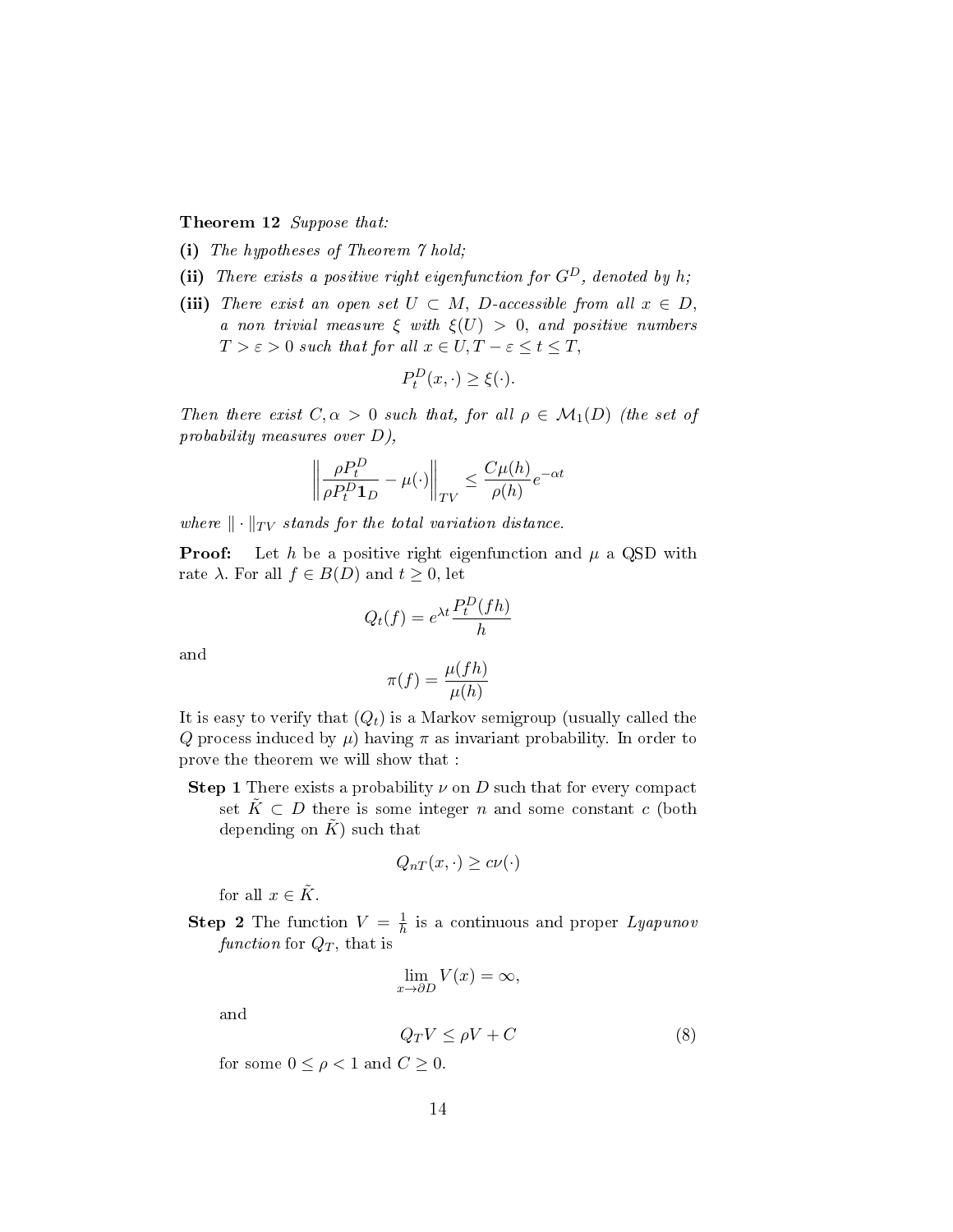**Theorem 12** *Suppose that:*

**(i)** *The hypotheses of Theorem 7 hold;*

**(ii)** *There exists a positive right eigenfunction for $G^D$, denoted by $h$;*

**(iii)** *There exist an open set $U \subset M$, $D$-accessible from all $x \in D$, a non trivial measure $\xi$ with $\xi(U) > 0$, and positive numbers $T > \varepsilon > 0$ such that for all $x \in U, T - \varepsilon \leq t \leq T$,*

$$P_t^D(x, \cdot) \geq \xi(\cdot).$$

*Then there exist $C, \alpha > 0$ such that, for all $\rho \in \mathcal{M}_1(D)$ (the set of probability measures over $D$),*

$$\left\| \frac{\rho P_t^D}{\rho P_t^D \mathbf{1}_D} - \mu(\cdot) \right\|_{TV} \leq \frac{C\mu(h)}{\rho(h)} e^{-\alpha t}$$

*where $\| \cdot \|_{TV}$ stands for the total variation distance.*

**Proof:** Let $h$ be a positive right eigenfunction and $\mu$ a QSD with rate $\lambda$. For all $f \in B(D)$ and $t \geq 0$, let

$$Q_t(f) = e^{\lambda t} \frac{P_t^D(fh)}{h}$$

and

$$\pi(f) = \frac{\mu(fh)}{\mu(h)}$$

It is easy to verify that $(Q_t)$ is a Markov semigroup (usually called the $Q$ process induced by $\mu$) having $\pi$ as invariant probability. In order to prove the theorem we will show that :

**Step 1** There exists a probability $\nu$ on $D$ such that for every compact set $\tilde{K} \subset D$ there is some integer $n$ and some constant $c$ (both depending on $\tilde{K}$) such that

$$Q_{nT}(x, \cdot) \geq c\nu(\cdot)$$

for all $x \in \tilde{K}$.

**Step 2** The function $V = \frac{1}{h}$ is a continuous and proper *Lyapunov function* for $Q_T$, that is

$$\lim_{x \to \partial D} V(x) = \infty,$$

and

$$Q_T V \leq \rho V + C \tag{8}$$

for some $0 \leq \rho < 1$ and $C \geq 0$.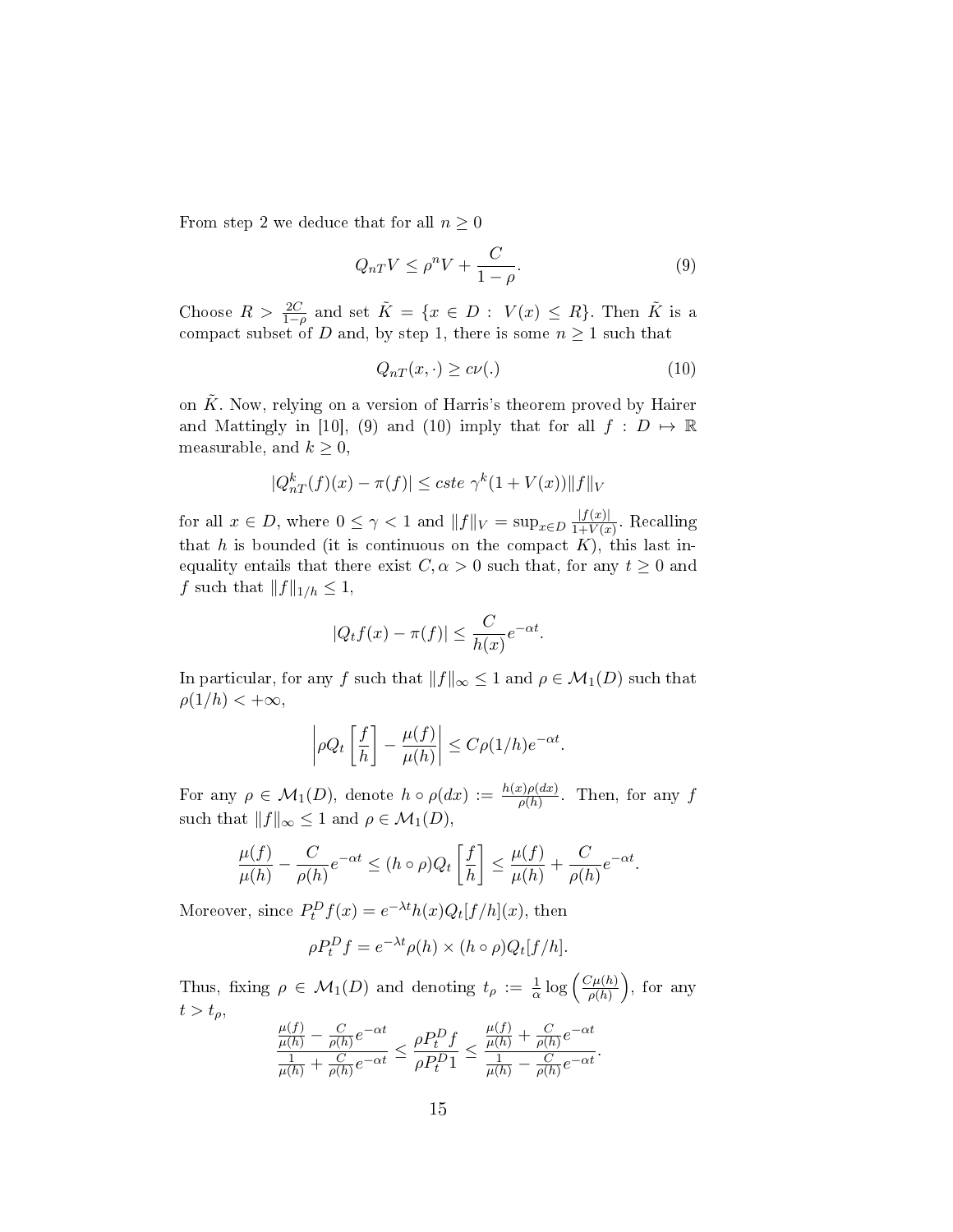From step 2 we deduce that for all $n \geq 0$

$$Q_{nT} V \leq \rho^n V + \frac{C}{1-\rho}. \tag{9}$$

Choose $R > \frac{2C}{1-\rho}$ and set $\tilde{K} = \{x \in D : V(x) \leq R\}$. Then $\tilde{K}$ is a compact subset of $D$ and, by step 1, there is some $n \geq 1$ such that

$$Q_{nT}(x, \cdot) \geq c\nu(.) \tag{10}$$

on $\tilde{K}$. Now, relying on a version of Harris's theorem proved by Hairer and Mattingly in [10], (9) and (10) imply that for all $f : D \mapsto \mathbb{R}$ measurable, and $k \geq 0$,

$$|Q_{nT}^k(f)(x) - \pi(f)| \leq cste\ \gamma^k (1 + V(x)) \|f\|_V$$

for all $x \in D$, where $0 \leq \gamma < 1$ and $\|f\|_V = \sup_{x \in D} \frac{|f(x)|}{1+V(x)}$. Recalling that $h$ is bounded (it is continuous on the compact $K$), this last inequality entails that there exist $C, \alpha > 0$ such that, for any $t \geq 0$ and $f$ such that $\|f\|_{1/h} \leq 1$,

$$|Q_t f(x) - \pi(f)| \leq \frac{C}{h(x)} e^{-\alpha t}.$$

In particular, for any $f$ such that $\|f\|_\infty \leq 1$ and $\rho \in \mathcal{M}_1(D)$ such that $\rho(1/h) < +\infty$,

$$\left| \rho Q_t \left[ \frac{f}{h} \right] - \frac{\mu(f)}{\mu(h)} \right| \leq C \rho(1/h) e^{-\alpha t}.$$

For any $\rho \in \mathcal{M}_1(D)$, denote $h \circ \rho(dx) := \frac{h(x)\rho(dx)}{\rho(h)}$. Then, for any $f$ such that $\|f\|_\infty \leq 1$ and $\rho \in \mathcal{M}_1(D)$,

$$\frac{\mu(f)}{\mu(h)} - \frac{C}{\rho(h)} e^{-\alpha t} \leq (h \circ \rho) Q_t \left[ \frac{f}{h} \right] \leq \frac{\mu(f)}{\mu(h)} + \frac{C}{\rho(h)} e^{-\alpha t}.$$

Moreover, since $P_t^D f(x) = e^{-\lambda t} h(x) Q_t[f/h](x)$, then

$$\rho P_t^D f = e^{-\lambda t} \rho(h) \times (h \circ \rho) Q_t[f/h].$$

Thus, fixing $\rho \in \mathcal{M}_1(D)$ and denoting $t_\rho := \frac{1}{\alpha} \log \left( \frac{C\mu(h)}{\rho(h)} \right)$, for any $t > t_\rho$,

$$\frac{\frac{\mu(f)}{\mu(h)} - \frac{C}{\rho(h)} e^{-\alpha t}}{\frac{1}{\mu(h)} + \frac{C}{\rho(h)} e^{-\alpha t}} \leq \frac{\rho P_t^D f}{\rho P_t^D 1} \leq \frac{\frac{\mu(f)}{\mu(h)} + \frac{C}{\rho(h)} e^{-\alpha t}}{\frac{1}{\mu(h)} - \frac{C}{\rho(h)} e^{-\alpha t}}.$$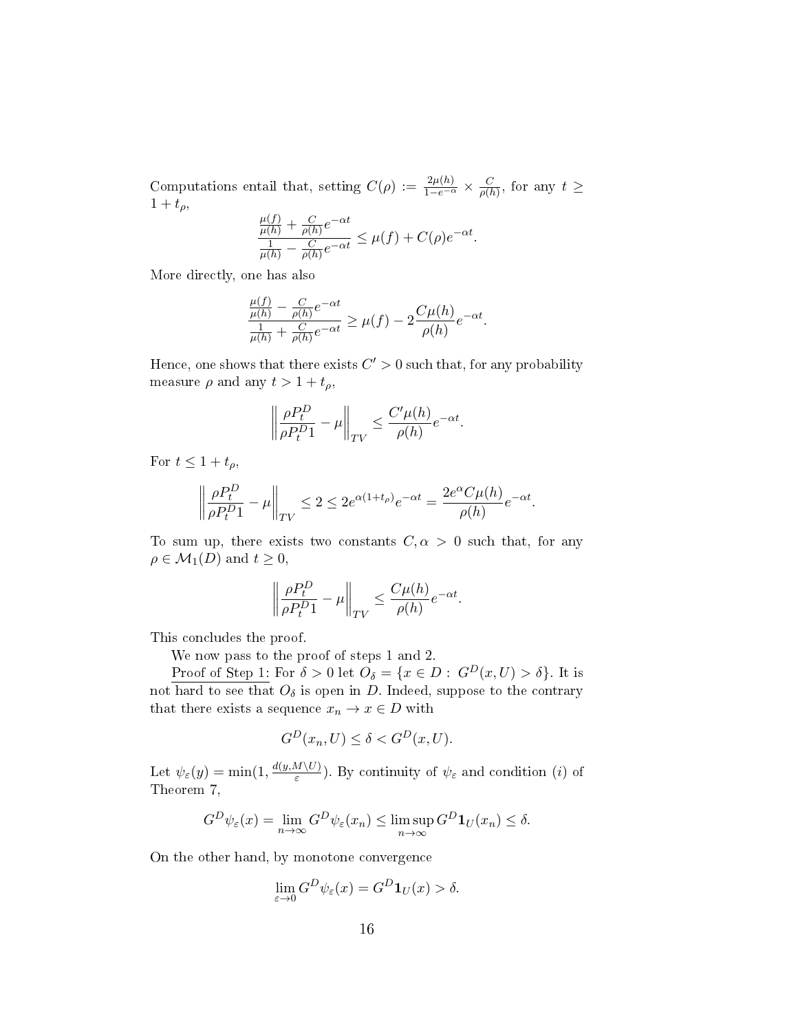Computations entail that, setting $C(\rho) := \frac{2\mu(h)}{1-e^{-\alpha}} \times \frac{C}{\rho(h)}$, for any $t \geq 1 + t_\rho$,

$$\frac{\frac{\mu(f)}{\mu(h)} + \frac{C}{\rho(h)}e^{-\alpha t}}{\frac{1}{\mu(h)} - \frac{C}{\rho(h)}e^{-\alpha t}} \leq \mu(f) + C(\rho)e^{-\alpha t}.$$

More directly, one has also

$$\frac{\frac{\mu(f)}{\mu(h)} - \frac{C}{\rho(h)}e^{-\alpha t}}{\frac{1}{\mu(h)} + \frac{C}{\rho(h)}e^{-\alpha t}} \geq \mu(f) - 2\frac{C\mu(h)}{\rho(h)}e^{-\alpha t}.$$

Hence, one shows that there exists $C' > 0$ such that, for any probability measure $\rho$ and any $t > 1 + t_\rho$,

$$\left\| \frac{\rho P_t^D}{\rho P_t^D 1} - \mu \right\|_{TV} \leq \frac{C'\mu(h)}{\rho(h)}e^{-\alpha t}.$$

For $t \leq 1 + t_\rho$,

$$\left\| \frac{\rho P_t^D}{\rho P_t^D 1} - \mu \right\|_{TV} \leq 2 \leq 2e^{\alpha(1+t_\rho)}e^{-\alpha t} = \frac{2e^{\alpha}C\mu(h)}{\rho(h)}e^{-\alpha t}.$$

To sum up, there exists two constants $C, \alpha > 0$ such that, for any $\rho \in \mathcal{M}_1(D)$ and $t \geq 0$,

$$\left\| \frac{\rho P_t^D}{\rho P_t^D 1} - \mu \right\|_{TV} \leq \frac{C\mu(h)}{\rho(h)}e^{-\alpha t}.$$

This concludes the proof.

We now pass to the proof of steps 1 and 2.

Proof of Step 1: For $\delta > 0$ let $O_\delta = \{x \in D : G^D(x, U) > \delta\}$. It is not hard to see that $O_\delta$ is open in $D$. Indeed, suppose to the contrary that there exists a sequence $x_n \to x \in D$ with

$$G^D(x_n, U) \leq \delta < G^D(x, U).$$

Let $\psi_\varepsilon(y) = \min(1, \frac{d(y, M \setminus U)}{\varepsilon})$. By continuity of $\psi_\varepsilon$ and condition $(i)$ of Theorem 7,

$$G^D\psi_\varepsilon(x) = \lim_{n\to\infty} G^D\psi_\varepsilon(x_n) \leq \limsup_{n\to\infty} G^D\mathbf{1}_U(x_n) \leq \delta.$$

On the other hand, by monotone convergence

$$\lim_{\varepsilon\to 0} G^D\psi_\varepsilon(x) = G^D\mathbf{1}_U(x) > \delta.$$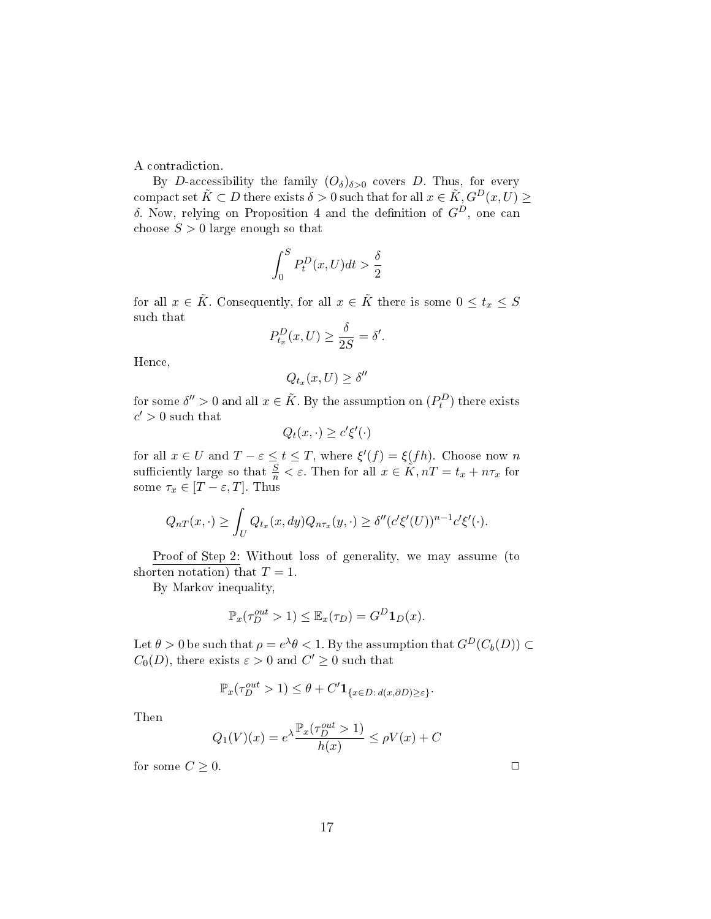A contradiction.

By $D$-accessibility the family $(O_\delta)_{\delta>0}$ covers $D$. Thus, for every compact set $\tilde{K} \subset D$ there exists $\delta > 0$ such that for all $x \in \tilde{K}, G^D(x, U) \geq \delta$. Now, relying on Proposition 4 and the definition of $G^D$, one can choose $S > 0$ large enough so that

$$\int_0^S P_t^D(x, U)dt > \frac{\delta}{2}$$

for all $x \in \tilde{K}$. Consequently, for all $x \in \tilde{K}$ there is some $0 \leq t_x \leq S$ such that

$$P_{t_x}^D(x, U) \geq \frac{\delta}{2S} = \delta'.$$

Hence,

$$Q_{t_x}(x, U) \geq \delta''$$

for some $\delta'' > 0$ and all $x \in \tilde{K}$. By the assumption on $(P_t^D)$ there exists $c' > 0$ such that

$$Q_t(x, \cdot) \geq c'\xi'(\cdot)$$

for all $x \in U$ and $T - \varepsilon \leq t \leq T$, where $\xi'(f) = \xi(fh)$. Choose now $n$ sufficiently large so that $\frac{S}{n} < \varepsilon$. Then for all $x \in \tilde{K}, nT = t_x + n\tau_x$ for some $\tau_x \in [T - \varepsilon, T]$. Thus

$$Q_{nT}(x, \cdot) \geq \int_U Q_{t_x}(x, dy)Q_{n\tau_x}(y, \cdot) \geq \delta''(c'\xi'(U))^{n-1}c'\xi'(\cdot).$$

Proof of Step 2: Without loss of generality, we may assume (to shorten notation) that $T = 1$.

By Markov inequality,

$$\mathbb{P}_x(\tau_D^{out} > 1) \leq \mathbb{E}_x(\tau_D) = G^D\mathbf{1}_D(x).$$

Let $\theta > 0$ be such that $\rho = e^\lambda \theta < 1$. By the assumption that $G^D(C_b(D)) \subset C_0(D)$, there exists $\varepsilon > 0$ and $C' \geq 0$ such that

$$\mathbb{P}_x(\tau_D^{out} > 1) \leq \theta + C'\mathbf{1}_{\{x \in D:\, d(x, \partial D) \geq \varepsilon\}}.$$

Then

$$Q_1(V)(x) = e^\lambda \frac{\mathbb{P}_x(\tau_D^{out} > 1)}{h(x)} \leq \rho V(x) + C$$

for some $C \geq 0$. □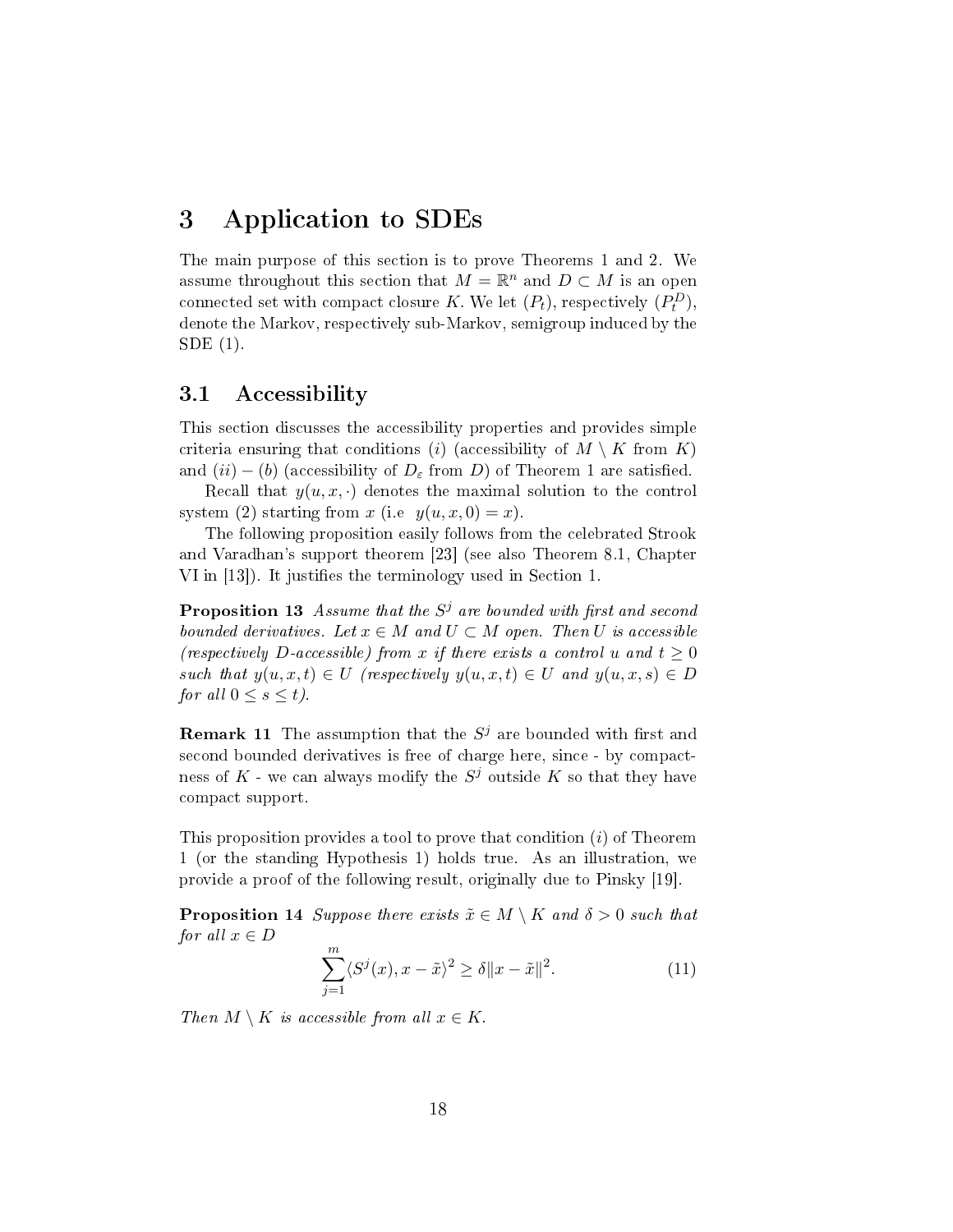# 3 Application to SDEs

The main purpose of this section is to prove Theorems 1 and 2. We assume throughout this section that $M = \mathbb{R}^n$ and $D \subset M$ is an open connected set with compact closure $K$. We let $(P_t)$, respectively $(P_t^D)$, denote the Markov, respectively sub-Markov, semigroup induced by the SDE (1).

## 3.1 Accessibility

This section discusses the accessibility properties and provides simple criteria ensuring that conditions $(i)$ (accessibility of $M \setminus K$ from $K$) and $(ii)-(b)$ (accessibility of $D_\varepsilon$ from $D$) of Theorem 1 are satisfied.

Recall that $y(u, x, \cdot)$ denotes the maximal solution to the control system (2) starting from $x$ (i.e $y(u, x, 0) = x$).

The following proposition easily follows from the celebrated Strook and Varadhan's support theorem [23] (see also Theorem 8.1, Chapter VI in [13]). It justifies the terminology used in Section 1.

**Proposition 13** *Assume that the $S^j$ are bounded with first and second bounded derivatives. Let $x \in M$ and $U \subset M$ open. Then $U$ is accessible (respectively $D$-accessible) from $x$ if there exists a control $u$ and $t \geq 0$ such that $y(u, x, t) \in U$ (respectively $y(u, x, t) \in U$ and $y(u, x, s) \in D$ for all $0 \leq s \leq t$).*

**Remark 11** The assumption that the $S^j$ are bounded with first and second bounded derivatives is free of charge here, since - by compactness of $K$ - we can always modify the $S^j$ outside $K$ so that they have compact support.

This proposition provides a tool to prove that condition $(i)$ of Theorem 1 (or the standing Hypothesis 1) holds true. As an illustration, we provide a proof of the following result, originally due to Pinsky [19].

**Proposition 14** *Suppose there exists $\tilde{x} \in M \setminus K$ and $\delta > 0$ such that for all $x \in D$*

$$\sum_{j=1}^{m} \langle S^j(x), x - \tilde{x} \rangle^2 \geq \delta \|x - \tilde{x}\|^2. \tag{11}$$

*Then $M \setminus K$ is accessible from all $x \in K$.*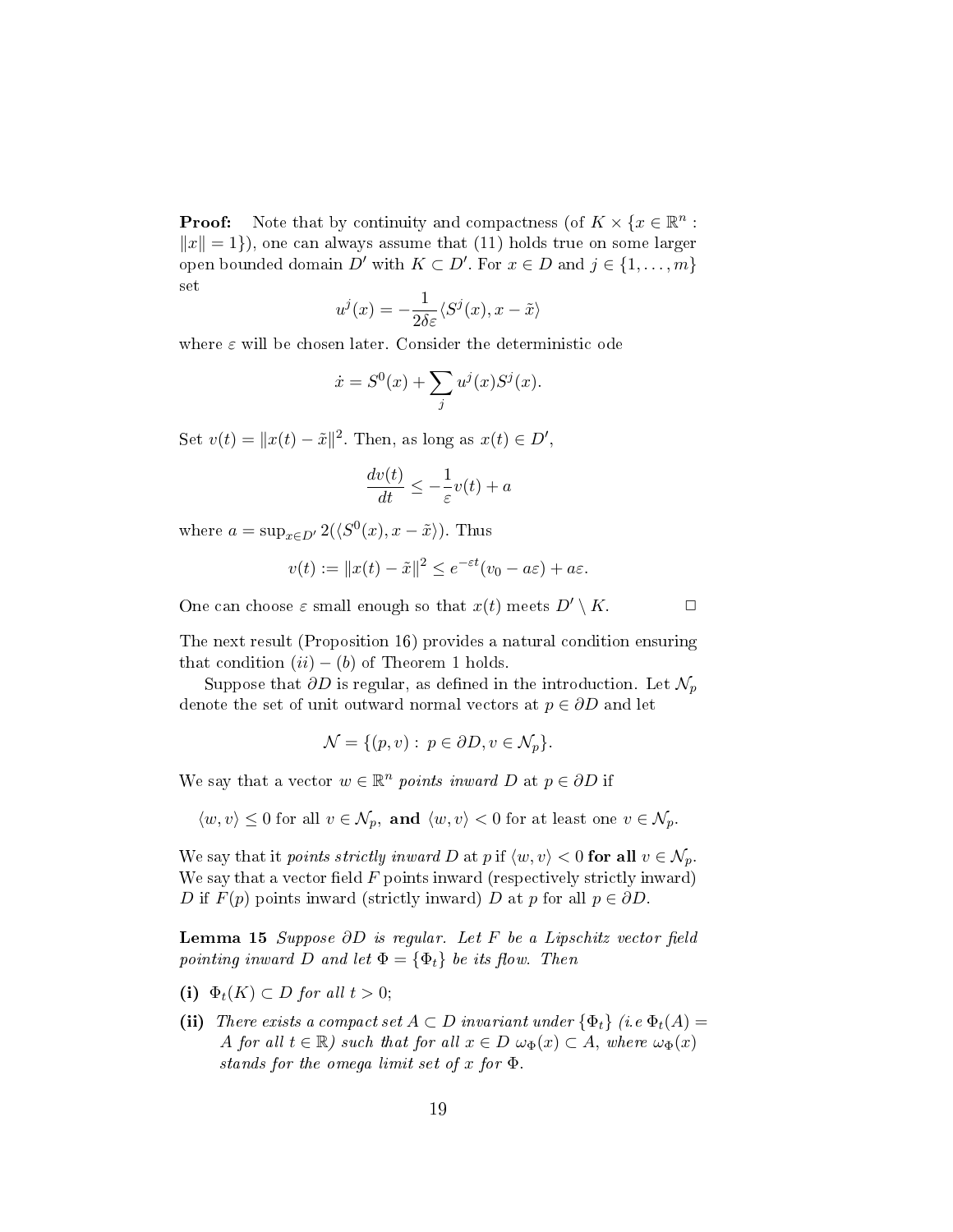**Proof:** Note that by continuity and compactness (of $K \times \{x \in \mathbb{R}^n : \|x\| = 1\}$), one can always assume that (11) holds true on some larger open bounded domain $D'$ with $K \subset D'$. For $x \in D$ and $j \in \{1, \dots, m\}$ set

$$u^j(x) = -\frac{1}{2\delta\varepsilon}\langle S^j(x), x - \tilde{x}\rangle$$

where $\varepsilon$ will be chosen later. Consider the deterministic ode

$$\dot{x} = S^0(x) + \sum_j u^j(x) S^j(x).$$

Set $v(t) = \|x(t) - \tilde{x}\|^2$. Then, as long as $x(t) \in D'$,

$$\frac{dv(t)}{dt} \leq -\frac{1}{\varepsilon} v(t) + a$$

where $a = \sup_{x \in D'} 2(\langle S^0(x), x - \tilde{x}\rangle)$. Thus

$$v(t) := \|x(t) - \tilde{x}\|^2 \leq e^{-\varepsilon t}(v_0 - a\varepsilon) + a\varepsilon.$$

One can choose $\varepsilon$ small enough so that $x(t)$ meets $D' \setminus K$. $\square$

The next result (Proposition 16) provides a natural condition ensuring that condition $(ii) - (b)$ of Theorem 1 holds.

Suppose that $\partial D$ is regular, as defined in the introduction. Let $\mathcal{N}_p$ denote the set of unit outward normal vectors at $p \in \partial D$ and let

$$\mathcal{N} = \{(p, v) : \, p \in \partial D, v \in \mathcal{N}_p\}.$$

We say that a vector $w \in \mathbb{R}^n$ *points inward* $D$ at $p \in \partial D$ if

$\langle w, v\rangle \leq 0$ for all $v \in \mathcal{N}_p$, **and** $\langle w, v\rangle < 0$ for at least one $v \in \mathcal{N}_p$.

We say that it *points strictly inward* $D$ at $p$ if $\langle w, v\rangle < 0$ **for all** $v \in \mathcal{N}_p$. We say that a vector field $F$ points inward (respectively strictly inward) $D$ if $F(p)$ points inward (strictly inward) $D$ at $p$ for all $p \in \partial D$.

**Lemma 15** *Suppose $\partial D$ is regular. Let $F$ be a Lipschitz vector field pointing inward $D$ and let $\Phi = \{\Phi_t\}$ be its flow. Then*

**(i)** *$\Phi_t(K) \subset D$ for all $t > 0$;*

**(ii)** *There exists a compact set $A \subset D$ invariant under $\{\Phi_t\}$ (i.e $\Phi_t(A) = A$ for all $t \in \mathbb{R}$) such that for all $x \in D$ $\omega_\Phi(x) \subset A$, where $\omega_\Phi(x)$ stands for the omega limit set of $x$ for $\Phi$.*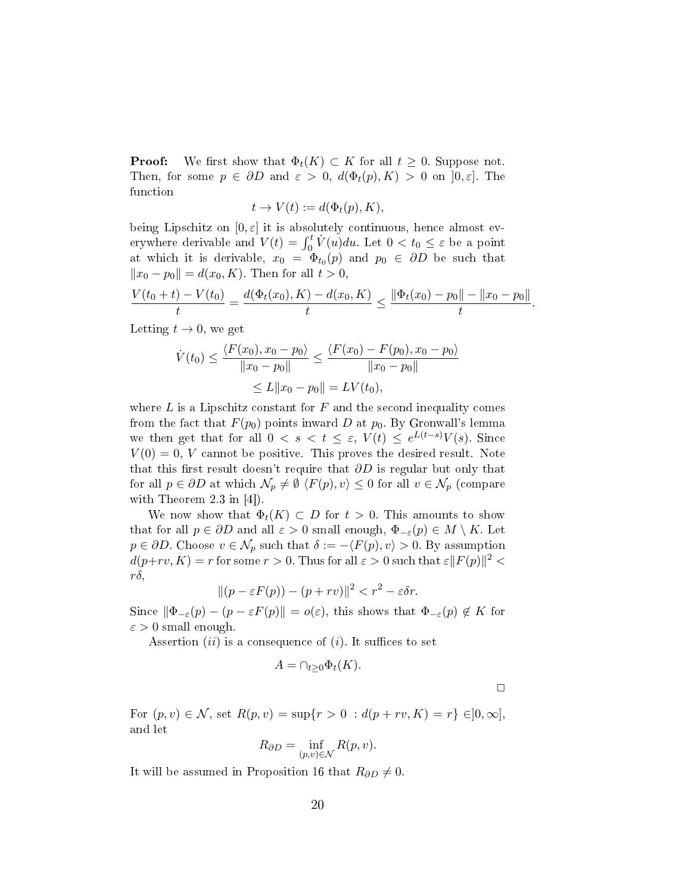**Proof:** We first show that $\Phi_t(K) \subset K$ for all $t \geq 0$. Suppose not. Then, for some $p \in \partial D$ and $\varepsilon > 0$, $d(\Phi_t(p), K) > 0$ on $]0, \varepsilon]$. The function

$$t \to V(t) := d(\Phi_t(p), K),$$

being Lipschitz on $[0, \varepsilon]$ it is absolutely continuous, hence almost everywhere derivable and $V(t) = \int_0^t \dot{V}(u)du$. Let $0 < t_0 \leq \varepsilon$ be a point at which it is derivable, $x_0 = \Phi_{t_0}(p)$ and $p_0 \in \partial D$ be such that $\|x_0 - p_0\| = d(x_0, K)$. Then for all $t > 0$,

$$\frac{V(t_0 + t) - V(t_0)}{t} = \frac{d(\Phi_t(x_0), K) - d(x_0, K)}{t} \leq \frac{\|\Phi_t(x_0) - p_0\| - \|x_0 - p_0\|}{t}.$$

Letting $t \to 0$, we get

$$\dot{V}(t_0) \leq \frac{\langle F(x_0), x_0 - p_0 \rangle}{\|x_0 - p_0\|} \leq \frac{\langle F(x_0) - F(p_0), x_0 - p_0 \rangle}{\|x_0 - p_0\|}$$
$$\leq L\|x_0 - p_0\| = LV(t_0),$$

where $L$ is a Lipschitz constant for $F$ and the second inequality comes from the fact that $F(p_0)$ points inward $D$ at $p_0$. By Gronwall's lemma we then get that for all $0 < s < t \leq \varepsilon$, $V(t) \leq e^{L(t-s)}V(s)$. Since $V(0) = 0$, $V$ cannot be positive. This proves the desired result. Note that this first result doesn't require that $\partial D$ is regular but only that for all $p \in \partial D$ at which $\mathcal{N}_p \neq \emptyset$ $\langle F(p), v \rangle \leq 0$ for all $v \in \mathcal{N}_p$ (compare with Theorem 2.3 in [4]).

We now show that $\Phi_t(K) \subset D$ for $t > 0$. This amounts to show that for all $p \in \partial D$ and all $\varepsilon > 0$ small enough, $\Phi_{-\varepsilon}(p) \in M \setminus K$. Let $p \in \partial D$. Choose $v \in \mathcal{N}_p$ such that $\delta := -\langle F(p), v \rangle > 0$. By assumption $d(p + rv, K) = r$ for some $r > 0$. Thus for all $\varepsilon > 0$ such that $\varepsilon\|F(p)\|^2 < r\delta$,

$$\|(p - \varepsilon F(p)) - (p + rv)\|^2 < r^2 - \varepsilon\delta r.$$

Since $\|\Phi_{-\varepsilon}(p) - (p - \varepsilon F(p)\| = o(\varepsilon)$, this shows that $\Phi_{-\varepsilon}(p) \notin K$ for $\varepsilon > 0$ small enough.

Assertion $(ii)$ is a consequence of $(i)$. It suffices to set

$$A = \cap_{t \geq 0} \Phi_t(K).$$

$\square$

For $(p, v) \in \mathcal{N}$, set $R(p, v) = \sup\{r > 0 \ : d(p + rv, K) = r\} \in ]0, \infty]$, and let

$$R_{\partial D} = \inf_{(p,v) \in \mathcal{N}} R(p, v).$$

It will be assumed in Proposition 16 that $R_{\partial D} \neq 0$.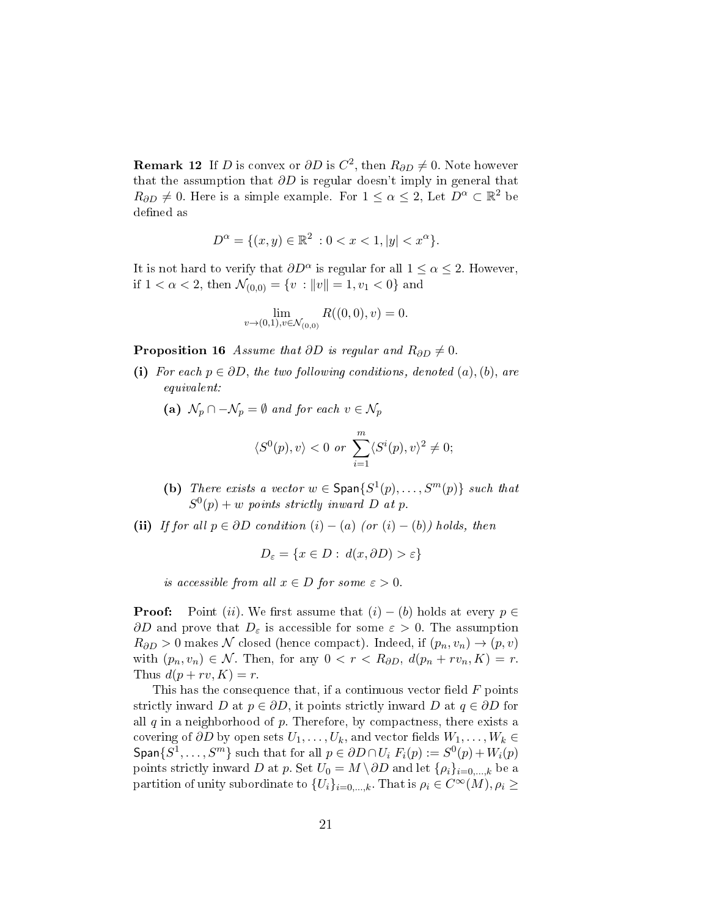**Remark 12** If $D$ is convex or $\partial D$ is $C^2$, then $R_{\partial D} \neq 0$. Note however that the assumption that $\partial D$ is regular doesn't imply in general that $R_{\partial D} \neq 0$. Here is a simple example. For $1 \leq \alpha \leq 2$, Let $D^\alpha \subset \mathbb{R}^2$ be defined as

$$D^\alpha = \{(x, y) \in \mathbb{R}^2 \, : 0 < x < 1, |y| < x^\alpha\}.$$

It is not hard to verify that $\partial D^\alpha$ is regular for all $1 \leq \alpha \leq 2$. However, if $1 < \alpha < 2$, then $\mathcal{N}_{(0,0)} = \{v \, : \|v\| = 1, v_1 < 0\}$ and

$$\lim_{v \to (0,1), v \in \mathcal{N}_{(0,0)}} R((0,0), v) = 0.$$

**Proposition 16** *Assume that $\partial D$ is regular and $R_{\partial D} \neq 0$.*

**(i)** *For each $p \in \partial D$, the two following conditions, denoted $(a), (b)$, are equivalent:*

**(a)** *$\mathcal{N}_p \cap -\mathcal{N}_p = \emptyset$ and for each $v \in \mathcal{N}_p$*

$$\langle S^0(p), v \rangle < 0 \text{ or } \sum_{i=1}^m \langle S^i(p), v \rangle^2 \neq 0;$$

**(b)** *There exists a vector $w \in \mathsf{Span}\{S^1(p), \ldots, S^m(p)\}$ such that $S^0(p) + w$ points strictly inward $D$ at $p$.*

**(ii)** *If for all $p \in \partial D$ condition $(i) - (a)$ (or $(i) - (b)$) holds, then*

$$D_\varepsilon = \{x \in D : \, d(x, \partial D) > \varepsilon\}$$

*is accessible from all $x \in D$ for some $\varepsilon > 0$.*

**Proof:** Point $(ii)$. We first assume that $(i) - (b)$ holds at every $p \in \partial D$ and prove that $D_\varepsilon$ is accessible for some $\varepsilon > 0$. The assumption $R_{\partial D} > 0$ makes $\mathcal{N}$ closed (hence compact). Indeed, if $(p_n, v_n) \to (p, v)$ with $(p_n, v_n) \in \mathcal{N}$. Then, for any $0 < r < R_{\partial D}$, $d(p_n + rv_n, K) = r$. Thus $d(p + rv, K) = r$.

This has the consequence that, if a continuous vector field $F$ points strictly inward $D$ at $p \in \partial D$, it points strictly inward $D$ at $q \in \partial D$ for all $q$ in a neighborhood of $p$. Therefore, by compactness, there exists a covering of $\partial D$ by open sets $U_1, \ldots, U_k$, and vector fields $W_1, \ldots, W_k \in \mathsf{Span}\{S^1, \ldots, S^m\}$ such that for all $p \in \partial D \cap U_i$ $F_i(p) := S^0(p) + W_i(p)$ points strictly inward $D$ at $p$. Set $U_0 = M \setminus \partial D$ and let $\{\rho_i\}_{i=0,\ldots,k}$ be a partition of unity subordinate to $\{U_i\}_{i=0,\ldots,k}$. That is $\rho_i \in C^\infty(M), \rho_i \geq$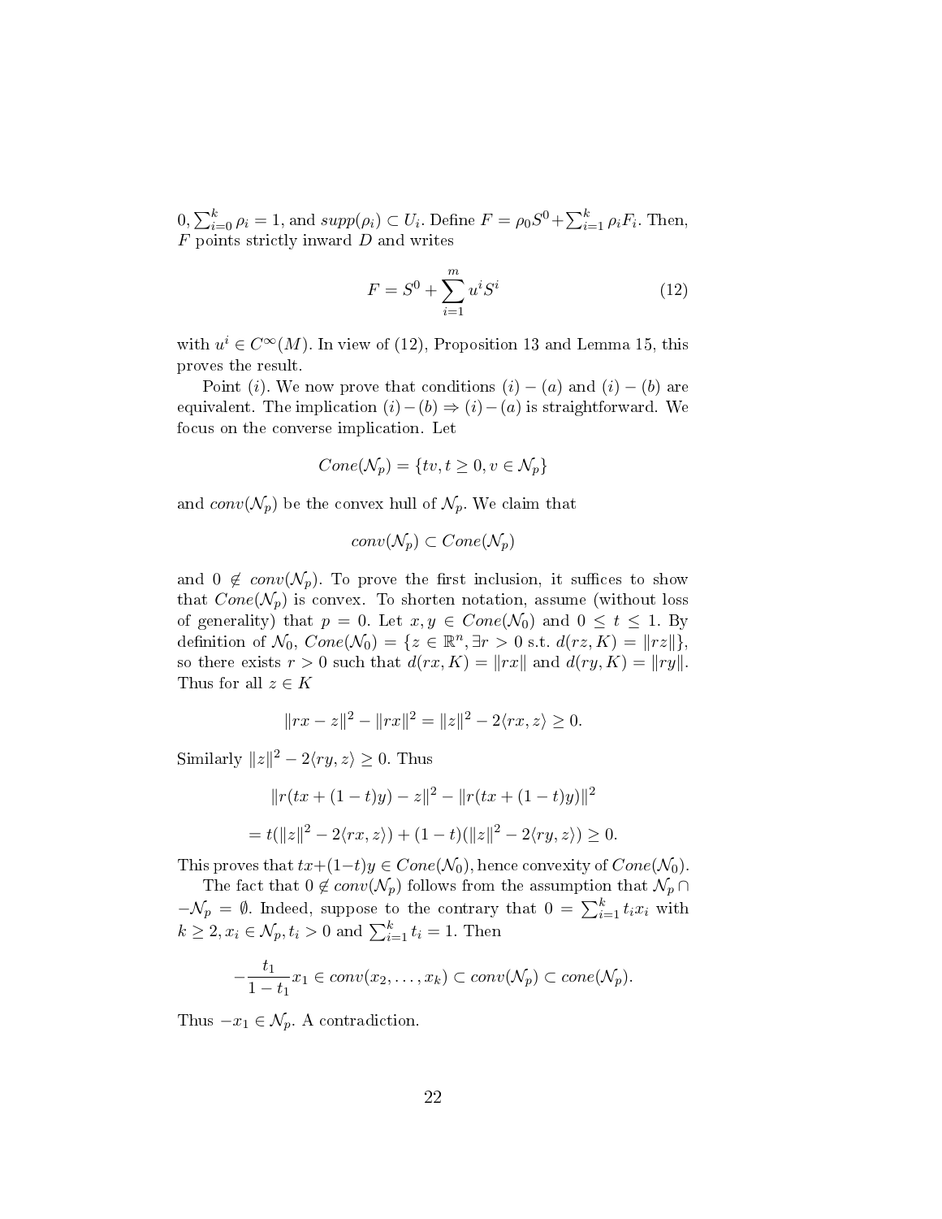$0, \sum_{i=0}^{k} \rho_i = 1$, and $supp(\rho_i) \subset U_i$. Define $F = \rho_0 S^0 + \sum_{i=1}^{k} \rho_i F_i$. Then, $F$ points strictly inward $D$ and writes

$$F = S^0 + \sum_{i=1}^{m} u^i S^i \tag{12}$$

with $u^i \in C^\infty(M)$. In view of (12), Proposition 13 and Lemma 15, this proves the result.

Point $(i)$. We now prove that conditions $(i)-(a)$ and $(i)-(b)$ are equivalent. The implication $(i)-(b) \Rightarrow (i)-(a)$ is straightforward. We focus on the converse implication. Let

$$Cone(\mathcal{N}_p) = \{tv, t \geq 0, v \in \mathcal{N}_p\}$$

and $conv(\mathcal{N}_p)$ be the convex hull of $\mathcal{N}_p$. We claim that

$$conv(\mathcal{N}_p) \subset Cone(\mathcal{N}_p)$$

and $0 \notin conv(\mathcal{N}_p)$. To prove the first inclusion, it suffices to show that $Cone(\mathcal{N}_p)$ is convex. To shorten notation, assume (without loss of generality) that $p = 0$. Let $x, y \in Cone(\mathcal{N}_0)$ and $0 \leq t \leq 1$. By definition of $\mathcal{N}_0$, $Cone(\mathcal{N}_0) = \{z \in \mathbb{R}^n, \exists r > 0 \text{ s.t. } d(rz, K) = \|rz\|\}$, so there exists $r > 0$ such that $d(rx, K) = \|rx\|$ and $d(ry, K) = \|ry\|$. Thus for all $z \in K$

$$\|rx - z\|^2 - \|rx\|^2 = \|z\|^2 - 2\langle rx, z\rangle \geq 0.$$

Similarly $\|z\|^2 - 2\langle ry, z\rangle \geq 0$. Thus

$$\|r(tx + (1-t)y) - z\|^2 - \|r(tx + (1-t)y)\|^2$$

$$= t(\|z\|^2 - 2\langle rx, z\rangle) + (1-t)(\|z\|^2 - 2\langle ry, z\rangle) \geq 0.$$

This proves that $tx + (1-t)y \in Cone(\mathcal{N}_0)$, hence convexity of $Cone(\mathcal{N}_0)$.

The fact that $0 \notin conv(\mathcal{N}_p)$ follows from the assumption that $\mathcal{N}_p \cap -\mathcal{N}_p = \emptyset$. Indeed, suppose to the contrary that $0 = \sum_{i=1}^{k} t_i x_i$ with $k \geq 2, x_i \in \mathcal{N}_p, t_i > 0$ and $\sum_{i=1}^{k} t_i = 1$. Then

$$-\frac{t_1}{1-t_1} x_1 \in conv(x_2, \ldots, x_k) \subset conv(\mathcal{N}_p) \subset cone(\mathcal{N}_p).$$

Thus $-x_1 \in \mathcal{N}_p$. A contradiction.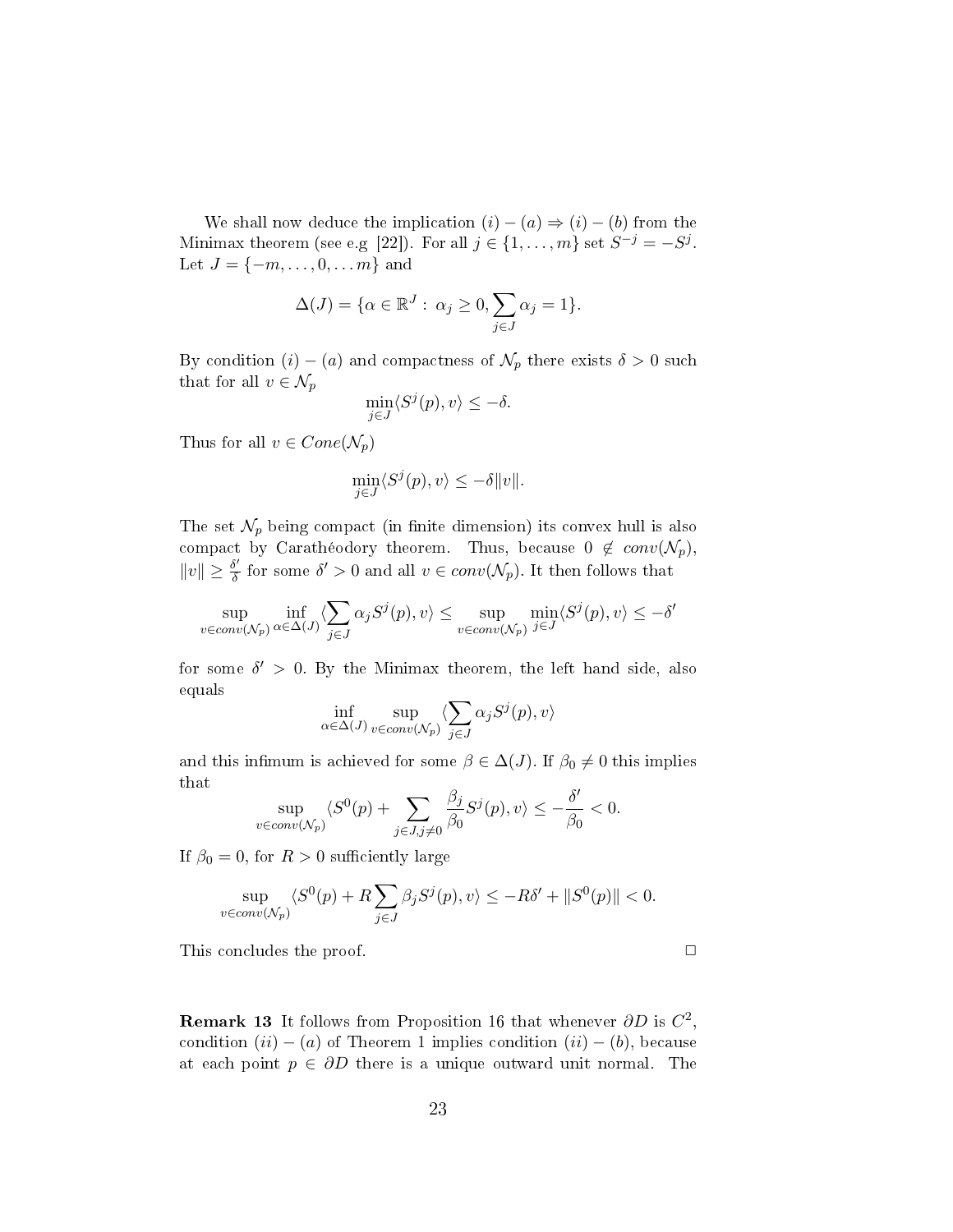We shall now deduce the implication $(i)-(a) \Rightarrow (i)-(b)$ from the Minimax theorem (see e.g [22]). For all $j \in \{1, \ldots, m\}$ set $S^{-j} = -S^j$. Let $J = \{-m, \ldots, 0, \ldots m\}$ and

$$\Delta(J) = \{\alpha \in \mathbb{R}^J : \alpha_j \geq 0, \sum_{j \in J} \alpha_j = 1\}.$$

By condition $(i)-(a)$ and compactness of $\mathcal{N}_p$ there exists $\delta > 0$ such that for all $v \in \mathcal{N}_p$

$$\min_{j \in J} \langle S^j(p), v \rangle \leq -\delta.$$

Thus for all $v \in Cone(\mathcal{N}_p)$

$$\min_{j \in J} \langle S^j(p), v \rangle \leq -\delta \|v\|.$$

The set $\mathcal{N}_p$ being compact (in finite dimension) its convex hull is also compact by Carathéodory theorem. Thus, because $0 \notin conv(\mathcal{N}_p)$, $\|v\| \geq \frac{\delta'}{\delta}$ for some $\delta' > 0$ and all $v \in conv(\mathcal{N}_p)$. It then follows that

$$\sup_{v \in conv(\mathcal{N}_p)} \inf_{\alpha \in \Delta(J)} \langle \sum_{j \in J} \alpha_j S^j(p), v \rangle \leq \sup_{v \in conv(\mathcal{N}_p)} \min_{j \in J} \langle S^j(p), v \rangle \leq -\delta'$$

for some $\delta' > 0$. By the Minimax theorem, the left hand side, also equals

$$\inf_{\alpha \in \Delta(J)} \sup_{v \in conv(\mathcal{N}_p)} \langle \sum_{j \in J} \alpha_j S^j(p), v \rangle$$

and this infimum is achieved for some $\beta \in \Delta(J)$. If $\beta_0 \neq 0$ this implies that

$$\sup_{v \in conv(\mathcal{N}_p)} \langle S^0(p) + \sum_{j \in J, j \neq 0} \frac{\beta_j}{\beta_0} S^j(p), v \rangle \leq -\frac{\delta'}{\beta_0} < 0.$$

If $\beta_0 = 0$, for $R > 0$ sufficiently large

$$\sup_{v \in conv(\mathcal{N}_p)} \langle S^0(p) + R \sum_{j \in J} \beta_j S^j(p), v \rangle \leq -R\delta' + \|S^0(p)\| < 0.$$

This concludes the proof. □

**Remark 13** It follows from Proposition 16 that whenever $\partial D$ is $C^2$, condition $(ii)-(a)$ of Theorem 1 implies condition $(ii)-(b)$, because at each point $p \in \partial D$ there is a unique outward unit normal. The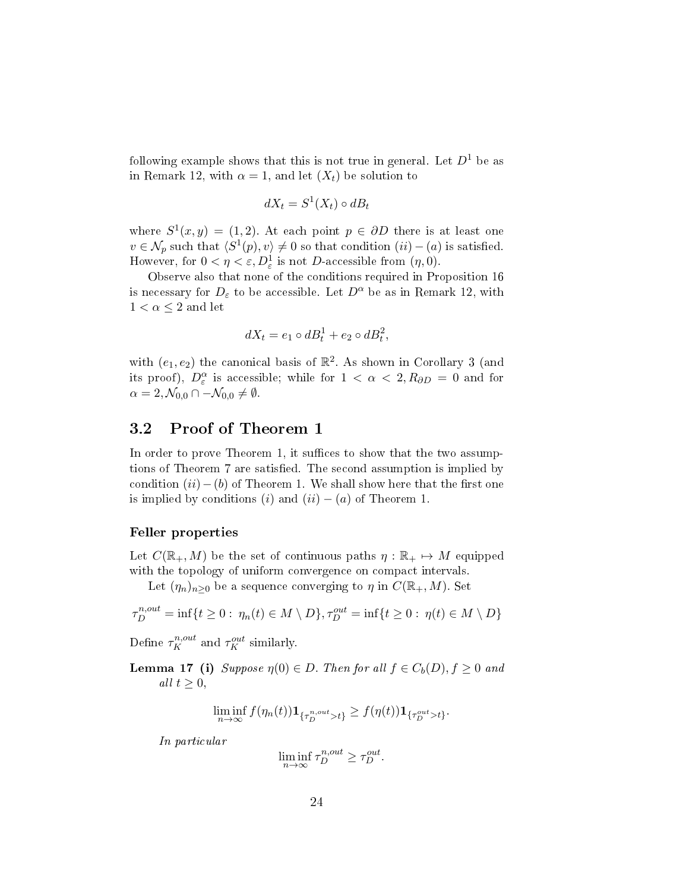following example shows that this is not true in general. Let $D^1$ be as in Remark 12, with $\alpha = 1$, and let $(X_t)$ be solution to

$$dX_t = S^1(X_t) \circ dB_t$$

where $S^1(x, y) = (1, 2)$. At each point $p \in \partial D$ there is at least one $v \in \mathcal{N}_p$ such that $\langle S^1(p), v \rangle \neq 0$ so that condition $(ii) - (a)$ is satisfied. However, for $0 < \eta < \varepsilon, D^1_\varepsilon$ is not $D$-accessible from $(\eta, 0)$.

Observe also that none of the conditions required in Proposition 16 is necessary for $D_\varepsilon$ to be accessible. Let $D^\alpha$ be as in Remark 12, with $1 < \alpha \leq 2$ and let

$$dX_t = e_1 \circ dB^1_t + e_2 \circ dB^2_t,$$

with $(e_1, e_2)$ the canonical basis of $\mathbb{R}^2$. As shown in Corollary 3 (and its proof), $D^\alpha_\varepsilon$ is accessible; while for $1 < \alpha < 2, R_{\partial D} = 0$ and for $\alpha = 2, \mathcal{N}_{0,0} \cap -\mathcal{N}_{0,0} \neq \emptyset$.

## 3.2 Proof of Theorem 1

In order to prove Theorem 1, it suffices to show that the two assumptions of Theorem 7 are satisfied. The second assumption is implied by condition $(ii) - (b)$ of Theorem 1. We shall show here that the first one is implied by conditions $(i)$ and $(ii) - (a)$ of Theorem 1.

### Feller properties

Let $C(\mathbb{R}_+, M)$ be the set of continuous paths $\eta : \mathbb{R}_+ \mapsto M$ equipped with the topology of uniform convergence on compact intervals.

Let $(\eta_n)_{n \geq 0}$ be a sequence converging to $\eta$ in $C(\mathbb{R}_+, M)$. Set

$$\tau^{n,out}_D = \inf\{t \geq 0 : \eta_n(t) \in M \setminus D\}, \tau^{out}_D = \inf\{t \geq 0 : \eta(t) \in M \setminus D\}$$

Define $\tau^{n,out}_K$ and $\tau^{out}_K$ similarly.

**Lemma 17** **(i)** *Suppose $\eta(0) \in D$. Then for all $f \in C_b(D), f \geq 0$ and all $t \geq 0$,*

$$\liminf_{n \to \infty} f(\eta_n(t)) \mathbf{1}_{\{\tau^{n,out}_D > t\}} \geq f(\eta(t)) \mathbf{1}_{\{\tau^{out}_D > t\}}.$$

*In particular*

$$\liminf_{n \to \infty} \tau^{n,out}_D \geq \tau^{out}_D.$$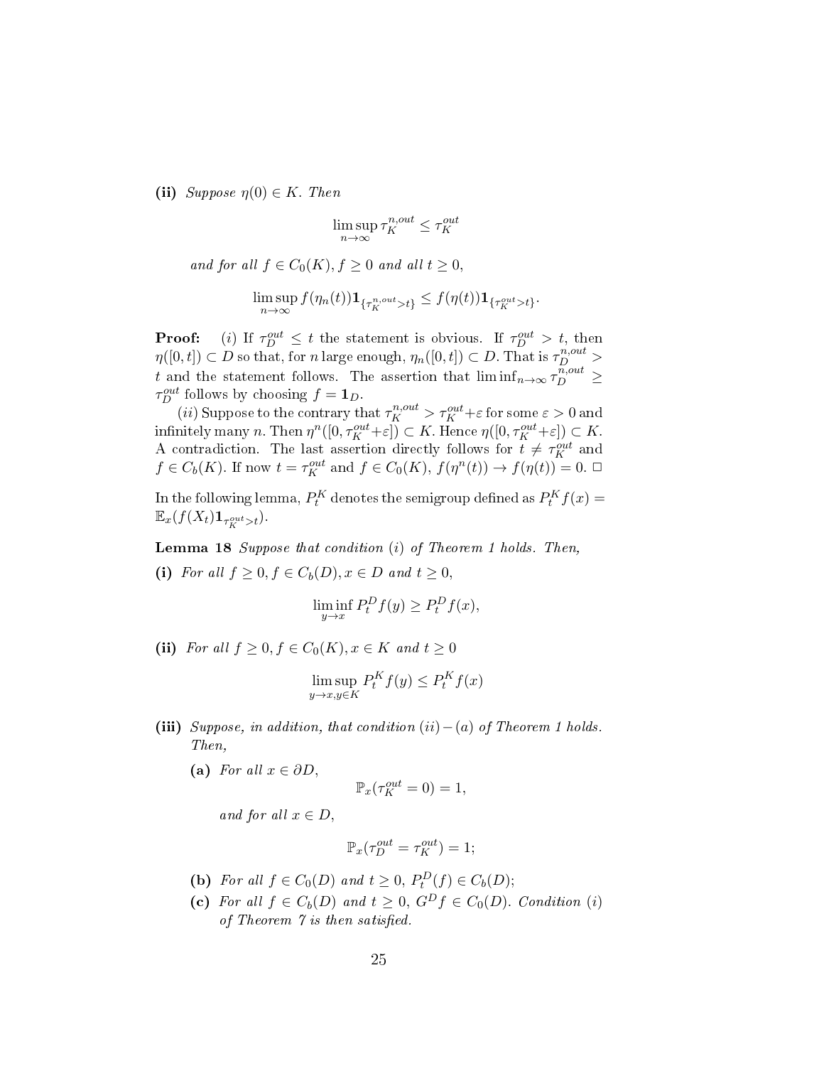**(ii)** *Suppose $\eta(0) \in K$. Then*

$$\limsup_{n\to\infty} \tau_K^{n,out} \leq \tau_K^{out}$$

*and for all $f \in C_0(K), f \geq 0$ and all $t \geq 0$,*

$$\limsup_{n\to\infty} f(\eta_n(t))\mathbf{1}_{\{\tau_K^{n,out}>t\}} \leq f(\eta(t))\mathbf{1}_{\{\tau_K^{out}>t\}}.$$

**Proof:** $(i)$ If $\tau_D^{out} \leq t$ the statement is obvious. If $\tau_D^{out} > t$, then $\eta([0,t]) \subset D$ so that, for $n$ large enough, $\eta_n([0,t]) \subset D$. That is $\tau_D^{n,out} > t$ and the statement follows. The assertion that $\liminf_{n\to\infty} \tau_D^{n,out} \geq \tau_D^{out}$ follows by choosing $f = \mathbf{1}_D$.

$(ii)$ Suppose to the contrary that $\tau_K^{n,out} > \tau_K^{out} + \varepsilon$ for some $\varepsilon > 0$ and infinitely many $n$. Then $\eta^n([0, \tau_K^{out}+\varepsilon]) \subset K$. Hence $\eta([0, \tau_K^{out}+\varepsilon]) \subset K$. A contradiction. The last assertion directly follows for $t \neq \tau_K^{out}$ and $f \in C_b(K)$. If now $t = \tau_K^{out}$ and $f \in C_0(K)$, $f(\eta^n(t)) \to f(\eta(t)) = 0$. $\square$

In the following lemma, $P_t^K$ denotes the semigroup defined as $P_t^K f(x) = \mathbb{E}_x(f(X_t)\mathbf{1}_{\tau_K^{out}>t})$.

**Lemma 18** *Suppose that condition $(i)$ of Theorem 1 holds. Then,*

**(i)** *For all $f \geq 0, f \in C_b(D), x \in D$ and $t \geq 0$,*

$$\liminf_{y\to x} P_t^D f(y) \geq P_t^D f(x),$$

**(ii)** *For all $f \geq 0, f \in C_0(K), x \in K$ and $t \geq 0$*

$$\limsup_{y\to x, y\in K} P_t^K f(y) \leq P_t^K f(x)$$

**(iii)** *Suppose, in addition, that condition $(ii)-(a)$ of Theorem 1 holds. Then,*

**(a)** *For all $x \in \partial D$,*

$$\mathbb{P}_x(\tau_K^{out} = 0) = 1,$$

*and for all $x \in D$,*

$$\mathbb{P}_x(\tau_D^{out} = \tau_K^{out}) = 1;$$

**(b)** *For all $f \in C_0(D)$ and $t \geq 0$, $P_t^D(f) \in C_b(D)$;*

**(c)** *For all $f \in C_b(D)$ and $t \geq 0$, $G^D f \in C_0(D)$. Condition $(i)$ of Theorem 7 is then satisfied.*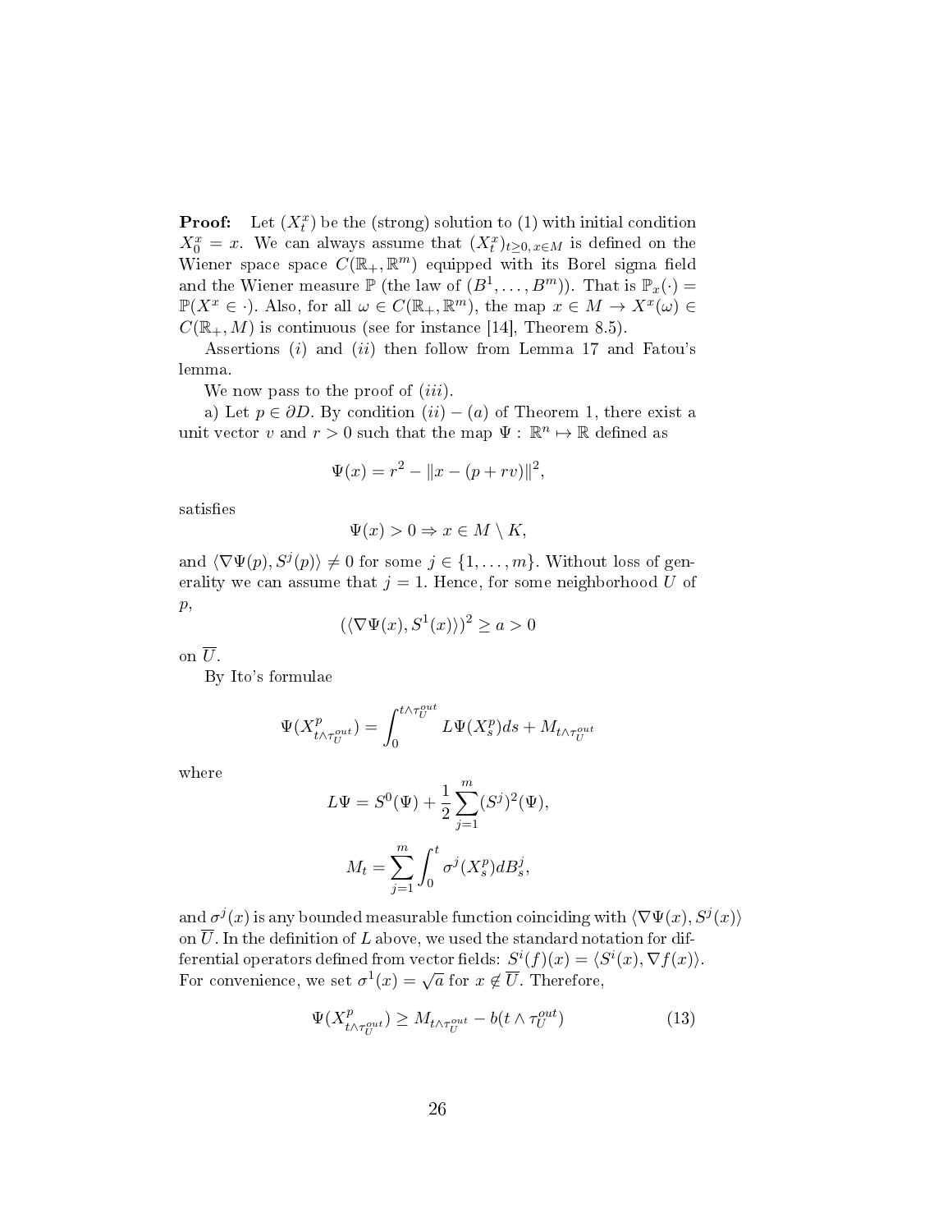**Proof:** Let $(X^x_t)$ be the (strong) solution to (1) with initial condition $X^x_0 = x$. We can always assume that $(X^x_t)_{t\geq 0, x \in M}$ is defined on the Wiener space space $C(\mathbb{R}_+, \mathbb{R}^m)$ equipped with its Borel sigma field and the Wiener measure $\mathbb{P}$ (the law of $(B^1, \ldots, B^m)$). That is $\mathbb{P}_x(\cdot) = \mathbb{P}(X^x \in \cdot)$. Also, for all $\omega \in C(\mathbb{R}_+, \mathbb{R}^m)$, the map $x \in M \to X^x(\omega) \in C(\mathbb{R}_+, M)$ is continuous (see for instance [14], Theorem 8.5).

Assertions $(i)$ and $(ii)$ then follow from Lemma 17 and Fatou's lemma.

We now pass to the proof of $(iii)$.

a) Let $p \in \partial D$. By condition $(ii)-(a)$ of Theorem 1, there exist a unit vector $v$ and $r > 0$ such that the map $\Psi : \mathbb{R}^n \mapsto \mathbb{R}$ defined as

$$\Psi(x) = r^2 - \|x - (p + rv)\|^2,$$

satisfies

$$\Psi(x) > 0 \Rightarrow x \in M \setminus K,$$

and $\langle \nabla \Psi(p), S^j(p) \rangle \neq 0$ for some $j \in \{1, \ldots, m\}$. Without loss of generality we can assume that $j = 1$. Hence, for some neighborhood $U$ of $p$,

$$(\langle \nabla \Psi(x), S^1(x) \rangle)^2 \geq a > 0$$

on $\overline{U}$.

By Ito's formulae

$$\Psi(X^p_{t \wedge \tau^{out}_U}) = \int_0^{t \wedge \tau^{out}_U} L\Psi(X^p_s) ds + M_{t \wedge \tau^{out}_U}$$

where

$$L\Psi = S^0(\Psi) + \frac{1}{2} \sum_{j=1}^m (S^j)^2(\Psi),$$

$$M_t = \sum_{j=1}^m \int_0^t \sigma^j(X^p_s) dB^j_s,$$

and $\sigma^j(x)$ is any bounded measurable function coinciding with $\langle \nabla \Psi(x), S^j(x) \rangle$ on $\overline{U}$. In the definition of $L$ above, we used the standard notation for differential operators defined from vector fields: $S^i(f)(x) = \langle S^i(x), \nabla f(x) \rangle$. For convenience, we set $\sigma^1(x) = \sqrt{a}$ for $x \notin \overline{U}$. Therefore,

$$\Psi(X^p_{t \wedge \tau^{out}_U}) \geq M_{t \wedge \tau^{out}_U} - b(t \wedge \tau^{out}_U) \tag{13}$$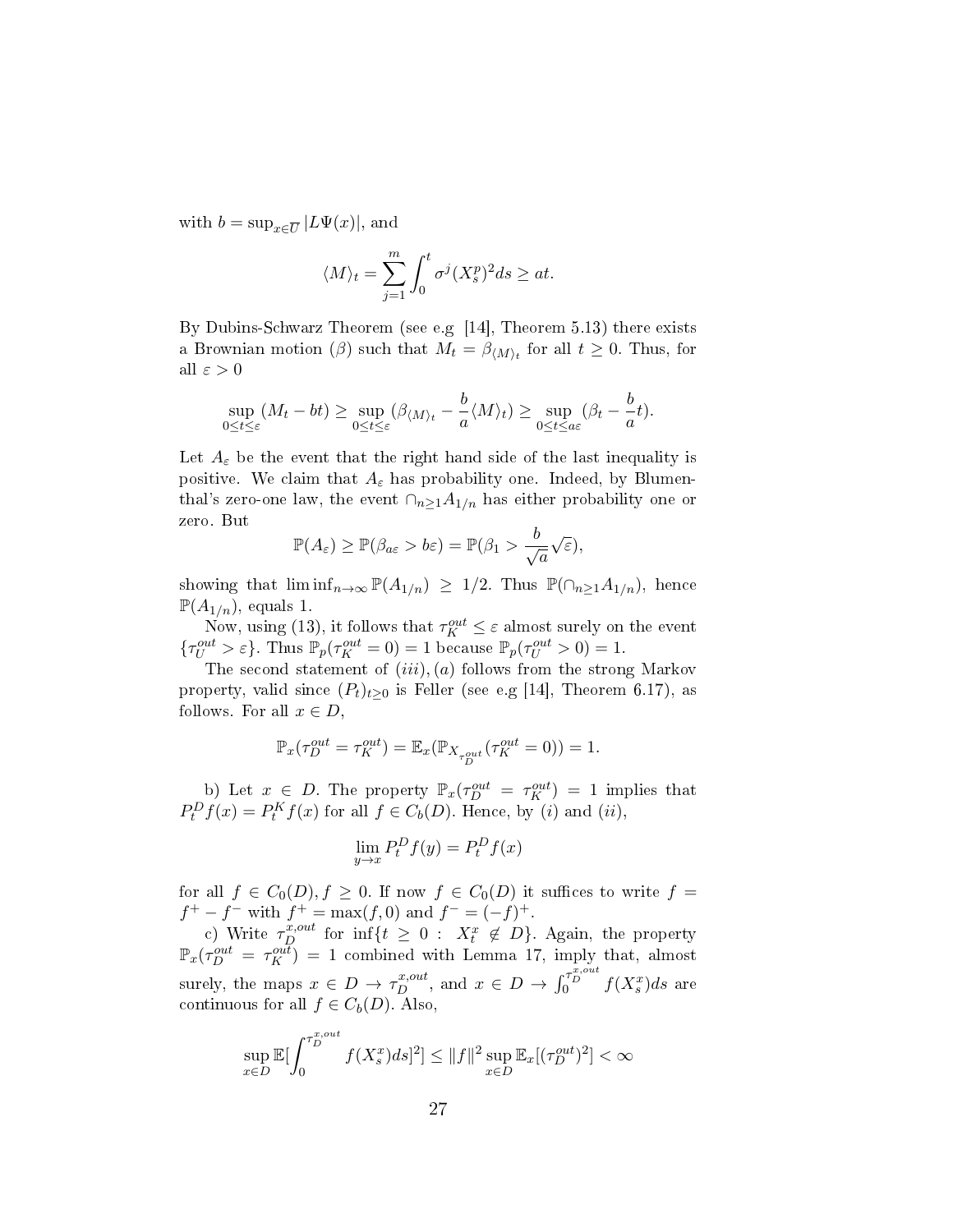with $b = \sup_{x \in \overline{U}} |L\Psi(x)|$, and

$$\langle M \rangle_t = \sum_{j=1}^{m} \int_0^t \sigma^j(X_s^p)^2 ds \geq at.$$

By Dubins-Schwarz Theorem (see e.g [14], Theorem 5.13) there exists a Brownian motion $(\beta)$ such that $M_t = \beta_{\langle M \rangle_t}$ for all $t \geq 0$. Thus, for all $\varepsilon > 0$

$$\sup_{0 \leq t \leq \varepsilon} (M_t - bt) \geq \sup_{0 \leq t \leq \varepsilon} (\beta_{\langle M \rangle_t} - \frac{b}{a} \langle M \rangle_t) \geq \sup_{0 \leq t \leq a\varepsilon} (\beta_t - \frac{b}{a} t).$$

Let $A_\varepsilon$ be the event that the right hand side of the last inequality is positive. We claim that $A_\varepsilon$ has probability one. Indeed, by Blumenthal's zero-one law, the event $\cap_{n \geq 1} A_{1/n}$ has either probability one or zero. But

$$\mathbb{P}(A_\varepsilon) \geq \mathbb{P}(\beta_{a\varepsilon} > b\varepsilon) = \mathbb{P}(\beta_1 > \frac{b}{\sqrt{a}} \sqrt{\varepsilon}),$$

showing that $\liminf_{n \to \infty} \mathbb{P}(A_{1/n}) \geq 1/2$. Thus $\mathbb{P}(\cap_{n \geq 1} A_{1/n})$, hence $\mathbb{P}(A_{1/n})$, equals 1.

Now, using (13), it follows that $\tau_K^{out} \leq \varepsilon$ almost surely on the event $\{\tau_U^{out} > \varepsilon\}$. Thus $\mathbb{P}_p(\tau_K^{out} = 0) = 1$ because $\mathbb{P}_p(\tau_U^{out} > 0) = 1$.

The second statement of $(iii), (a)$ follows from the strong Markov property, valid since $(P_t)_{t \geq 0}$ is Feller (see e.g [14], Theorem 6.17), as follows. For all $x \in D$,

$$\mathbb{P}_x(\tau_D^{out} = \tau_K^{out}) = \mathbb{E}_x(\mathbb{P}_{X_{\tau_D^{out}}}(\tau_K^{out} = 0)) = 1.$$

b) Let $x \in D$. The property $\mathbb{P}_x(\tau_D^{out} = \tau_K^{out}) = 1$ implies that $P_t^D f(x) = P_t^K f(x)$ for all $f \in C_b(D)$. Hence, by $(i)$ and $(ii)$,

$$\lim_{y \to x} P_t^D f(y) = P_t^D f(x)$$

for all $f \in C_0(D), f \geq 0$. If now $f \in C_0(D)$ it suffices to write $f = f^+ - f^-$ with $f^+ = \max(f, 0)$ and $f^- = (-f)^+$.

c) Write $\tau_D^{x,out}$ for $\inf\{t \geq 0 : X_t^x \notin D\}$. Again, the property $\mathbb{P}_x(\tau_D^{out} = \tau_K^{out}) = 1$ combined with Lemma 17, imply that, almost surely, the maps $x \in D \to \tau_D^{x,out}$, and $x \in D \to \int_0^{\tau_D^{x,out}} f(X_s^x) ds$ are continuous for all $f \in C_b(D)$. Also,

$$\sup_{x \in D} \mathbb{E}[\int_0^{\tau_D^{x,out}} f(X_s^x) ds]^2] \leq \|f\|^2 \sup_{x \in D} \mathbb{E}_x[(\tau_D^{out})^2] < \infty$$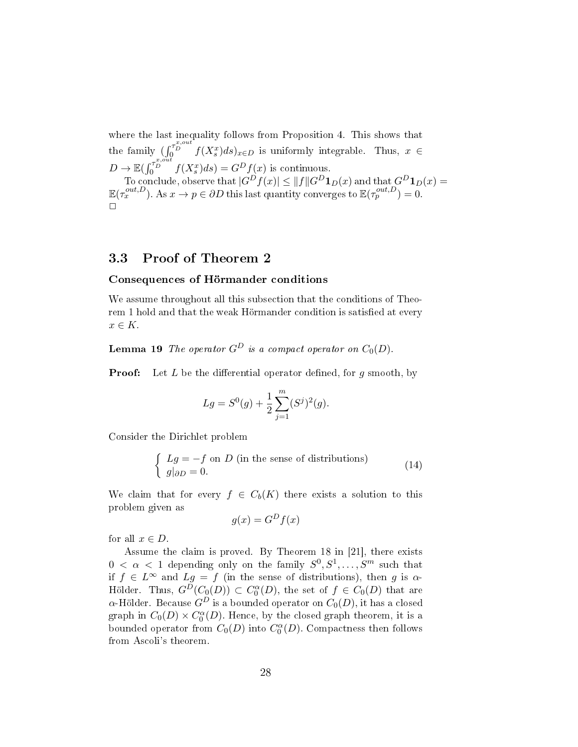where the last inequality follows from Proposition 4. This shows that the family $(\int_0^{\tau_D^{x,out}} f(X_s^x)ds)_{x\in D}$ is uniformly integrable. Thus, $x \in D \to \mathbb{E}(\int_0^{\tau_D^{x,out}} f(X_s^x)ds) = G^D f(x)$ is continuous.

To conclude, observe that $|G^D f(x)| \leq \|f\| G^D \mathbf{1}_D(x)$ and that $G^D \mathbf{1}_D(x) = \mathbb{E}(\tau_x^{out,D})$. As $x \to p \in \partial D$ this last quantity converges to $\mathbb{E}(\tau_p^{out,D}) = 0$. □

## 3.3 Proof of Theorem 2

### Consequences of Hörmander conditions

We assume throughout all this subsection that the conditions of Theorem 1 hold and that the weak Hörmander condition is satisfied at every $x \in K$.

**Lemma 19** *The operator $G^D$ is a compact operator on $C_0(D)$.*

**Proof:** Let $L$ be the differential operator defined, for $g$ smooth, by

$$Lg = S^0(g) + \frac{1}{2}\sum_{j=1}^{m}(S^j)^2(g).$$

Consider the Dirichlet problem

$$\begin{cases} Lg = -f \text{ on } D \text{ (in the sense of distributions)} \\ g|_{\partial D} = 0. \end{cases} \tag{14}$$

We claim that for every $f \in C_b(K)$ there exists a solution to this problem given as

$$g(x) = G^D f(x)$$

for all $x \in D$.

Assume the claim is proved. By Theorem 18 in [21], there exists $0 < \alpha < 1$ depending only on the family $S^0, S^1, \ldots, S^m$ such that if $f \in L^\infty$ and $Lg = f$ (in the sense of distributions), then $g$ is $\alpha$-Hölder. Thus, $G^D(C_0(D)) \subset C_0^\alpha(D)$, the set of $f \in C_0(D)$ that are $\alpha$-Hölder. Because $G^D$ is a bounded operator on $C_0(D)$, it has a closed graph in $C_0(D) \times C_0^\alpha(D)$. Hence, by the closed graph theorem, it is a bounded operator from $C_0(D)$ into $C_0^\alpha(D)$. Compactness then follows from Ascoli's theorem.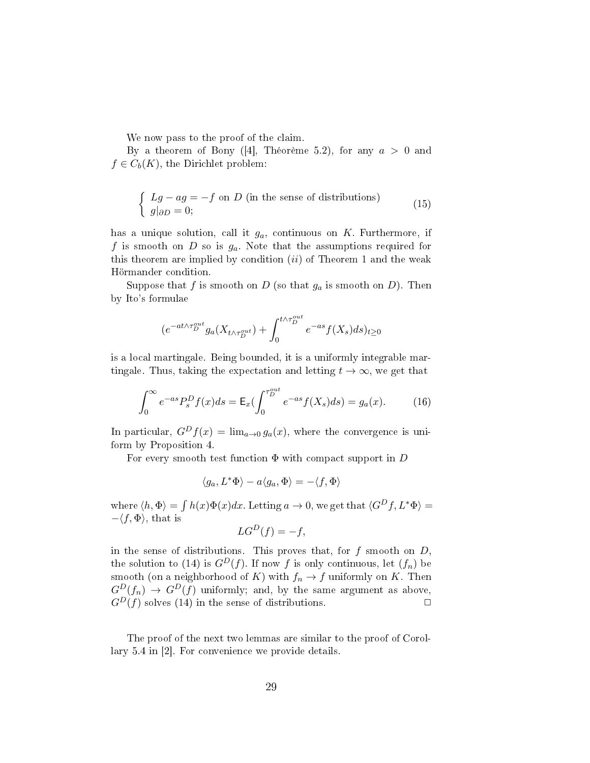We now pass to the proof of the claim.

By a theorem of Bony ([4], Théorème 5.2), for any $a > 0$ and $f \in C_b(K)$, the Dirichlet problem:

$$\left\{ \begin{array}{l} Lg - ag = -f \text{ on } D \text{ (in the sense of distributions)} \\ g|_{\partial D} = 0; \end{array} \right. \tag{15}$$

has a unique solution, call it $g_a$, continuous on $K$. Furthermore, if $f$ is smooth on $D$ so is $g_a$. Note that the assumptions required for this theorem are implied by condition $(ii)$ of Theorem 1 and the weak Hörmander condition.

Suppose that $f$ is smooth on $D$ (so that $g_a$ is smooth on $D$). Then by Ito's formulae

$$(e^{-at\wedge\tau_D^{out}} g_a(X_{t\wedge\tau_D^{out}}) + \int_0^{t\wedge\tau_D^{out}} e^{-as} f(X_s) ds)_{t\geq 0}$$

is a local martingale. Being bounded, it is a uniformly integrable martingale. Thus, taking the expectation and letting $t \to \infty$, we get that

$$\int_0^\infty e^{-as} P_s^D f(x) ds = \mathsf{E}_x(\int_0^{\tau_D^{out}} e^{-as} f(X_s) ds) = g_a(x). \tag{16}$$

In particular, $G^D f(x) = \lim_{a\to 0} g_a(x)$, where the convergence is uniform by Proposition 4.

For every smooth test function $\Phi$ with compact support in $D$

$$\langle g_a, L^* \Phi \rangle - a \langle g_a, \Phi \rangle = -\langle f, \Phi \rangle$$

where $\langle h, \Phi \rangle = \int h(x) \Phi(x) dx$. Letting $a \to 0$, we get that $\langle G^D f, L^* \Phi \rangle = -\langle f, \Phi \rangle$, that is

$$LG^D(f) = -f,$$

in the sense of distributions. This proves that, for $f$ smooth on $D$, the solution to (14) is $G^D(f)$. If now $f$ is only continuous, let $(f_n)$ be smooth (on a neighborhood of $K$) with $f_n \to f$ uniformly on $K$. Then $G^D(f_n) \to G^D(f)$ uniformly; and, by the same argument as above, $G^D(f)$ solves (14) in the sense of distributions. $\square$

The proof of the next two lemmas are similar to the proof of Corollary 5.4 in [2]. For convenience we provide details.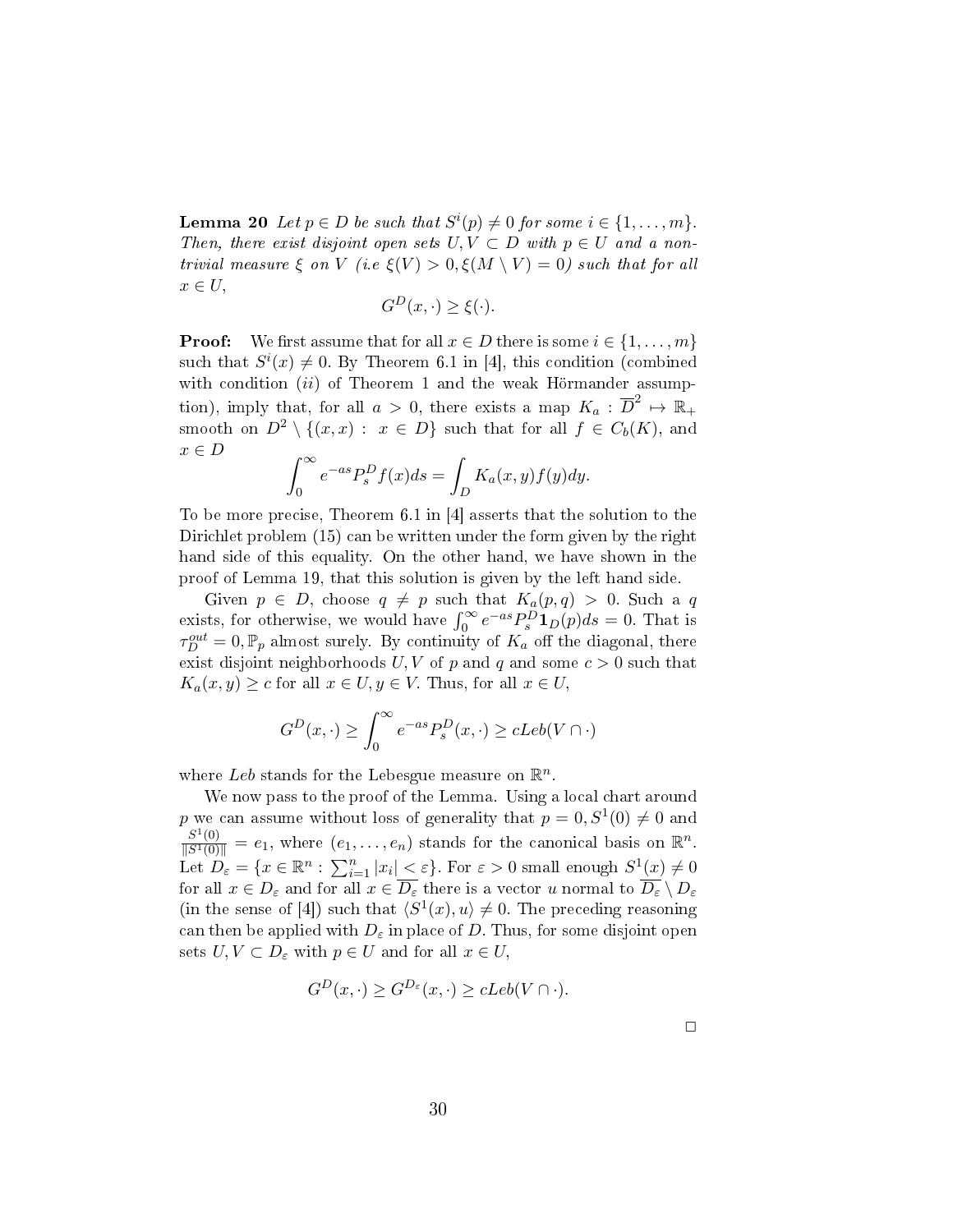**Lemma 20** *Let $p \in D$ be such that $S^i(p) \neq 0$ for some $i \in \{1, \dots, m\}$. Then, there exist disjoint open sets $U, V \subset D$ with $p \in U$ and a non-trivial measure $\xi$ on $V$ (i.e $\xi(V) > 0, \xi(M \setminus V) = 0$) such that for all $x \in U$,*

$$G^D(x, \cdot) \geq \xi(\cdot).$$

**Proof:** We first assume that for all $x \in D$ there is some $i \in \{1, \dots, m\}$ such that $S^i(x) \neq 0$. By Theorem 6.1 in [4], this condition (combined with condition $(ii)$ of Theorem 1 and the weak Hörmander assumption), imply that, for all $a > 0$, there exists a map $K_a : \overline{D}^2 \mapsto \mathbb{R}_+$ smooth on $D^2 \setminus \{(x,x) : x \in D\}$ such that for all $f \in C_b(K)$, and $x \in D$

$$\int_0^\infty e^{-as} P_s^D f(x) ds = \int_D K_a(x,y) f(y) dy.$$

To be more precise, Theorem 6.1 in [4] asserts that the solution to the Dirichlet problem (15) can be written under the form given by the right hand side of this equality. On the other hand, we have shown in the proof of Lemma 19, that this solution is given by the left hand side.

Given $p \in D$, choose $q \neq p$ such that $K_a(p,q) > 0$. Such a $q$ exists, for otherwise, we would have $\int_0^\infty e^{-as} P_s^D \mathbf{1}_D(p) ds = 0$. That is $\tau_D^{out} = 0, \mathbb{P}_p$ almost surely. By continuity of $K_a$ off the diagonal, there exist disjoint neighborhoods $U, V$ of $p$ and $q$ and some $c > 0$ such that $K_a(x,y) \geq c$ for all $x \in U, y \in V$. Thus, for all $x \in U$,

$$G^D(x, \cdot) \geq \int_0^\infty e^{-as} P_s^D(x, \cdot) \geq c Leb(V \cap \cdot)$$

where $Leb$ stands for the Lebesgue measure on $\mathbb{R}^n$.

We now pass to the proof of the Lemma. Using a local chart around $p$ we can assume without loss of generality that $p = 0, S^1(0) \neq 0$ and $\frac{S^1(0)}{\|S^1(0)\|} = e_1$, where $(e_1, \dots, e_n)$ stands for the canonical basis on $\mathbb{R}^n$. Let $D_\varepsilon = \{x \in \mathbb{R}^n : \sum_{i=1}^n |x_i| < \varepsilon\}$. For $\varepsilon > 0$ small enough $S^1(x) \neq 0$ for all $x \in D_\varepsilon$ and for all $x \in \overline{D_\varepsilon}$ there is a vector $u$ normal to $\overline{D_\varepsilon} \setminus D_\varepsilon$ (in the sense of [4]) such that $\langle S^1(x), u \rangle \neq 0$. The preceding reasoning can then be applied with $D_\varepsilon$ in place of $D$. Thus, for some disjoint open sets $U, V \subset D_\varepsilon$ with $p \in U$ and for all $x \in U$,

$$G^D(x, \cdot) \geq G^{D_\varepsilon}(x, \cdot) \geq c Leb(V \cap \cdot).$$

$\square$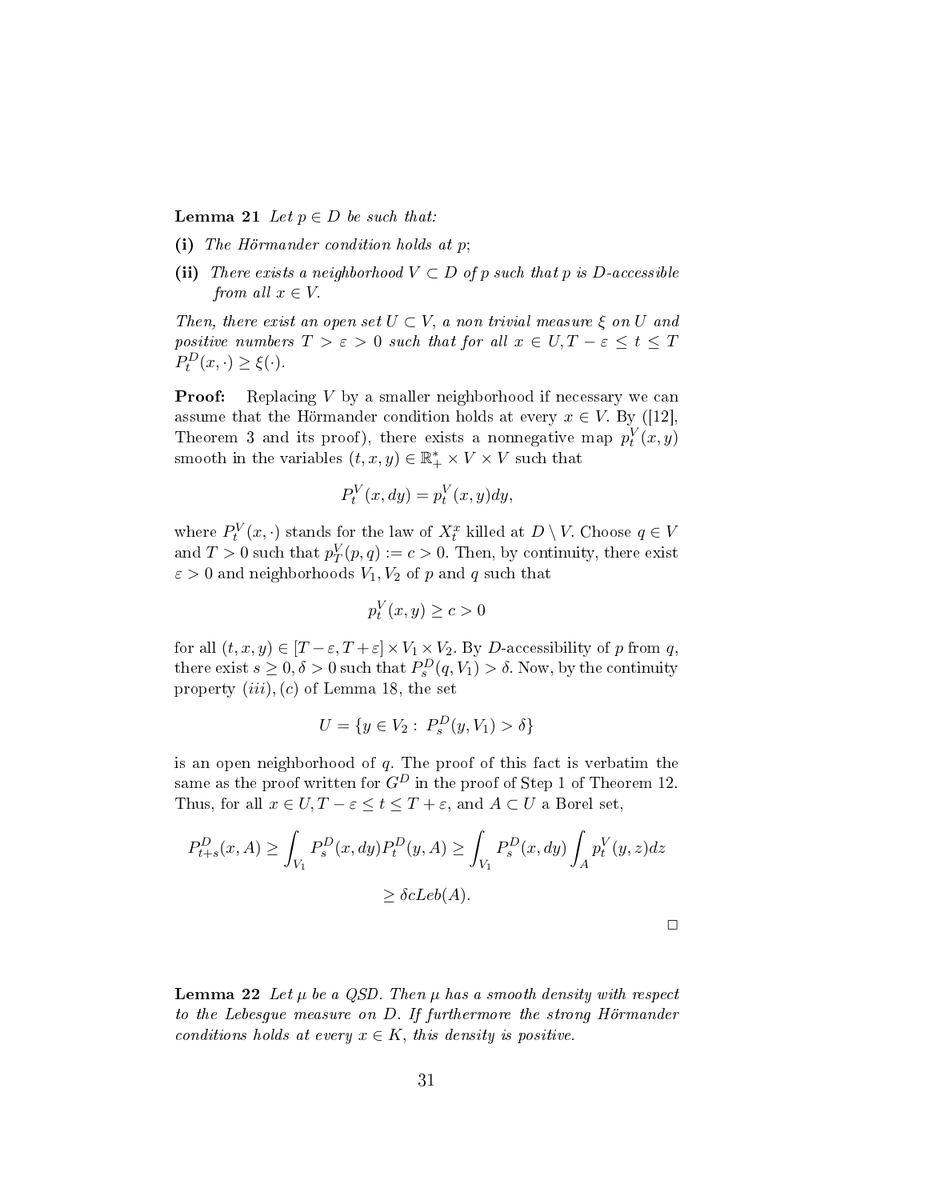**Lemma 21** *Let $p \in D$ be such that:*

**(i)** *The Hörmander condition holds at $p$;*

**(ii)** *There exists a neighborhood $V \subset D$ of $p$ such that $p$ is $D$-accessible from all $x \in V$.*

*Then, there exist an open set $U \subset V$, a non trivial measure $\xi$ on $U$ and positive numbers $T > \varepsilon > 0$ such that for all $x \in U, T - \varepsilon \leq t \leq T$ $P_t^D(x, \cdot) \geq \xi(\cdot)$.*

**Proof:** Replacing $V$ by a smaller neighborhood if necessary we can assume that the Hörmander condition holds at every $x \in V$. By ([12], Theorem 3 and its proof), there exists a nonnegative map $p_t^V(x,y)$ smooth in the variables $(t, x, y) \in \mathbb{R}_+^* \times V \times V$ such that

$$P_t^V(x, dy) = p_t^V(x,y)dy,$$

where $P_t^V(x, \cdot)$ stands for the law of $X_t^x$ killed at $D \setminus V$. Choose $q \in V$ and $T > 0$ such that $p_T^V(p, q) := c > 0$. Then, by continuity, there exist $\varepsilon > 0$ and neighborhoods $V_1, V_2$ of $p$ and $q$ such that

$$p_t^V(x,y) \geq c > 0$$

for all $(t, x, y) \in [T - \varepsilon, T + \varepsilon] \times V_1 \times V_2$. By $D$-accessibility of $p$ from $q$, there exist $s \geq 0, \delta > 0$ such that $P_s^D(q, V_1) > \delta$. Now, by the continuity property $(iii), (c)$ of Lemma 18, the set

$$U = \{y \in V_2 : \; P_s^D(y, V_1) > \delta\}$$

is an open neighborhood of $q$. The proof of this fact is verbatim the same as the proof written for $G^D$ in the proof of Step 1 of Theorem 12. Thus, for all $x \in U, T - \varepsilon \leq t \leq T + \varepsilon$, and $A \subset U$ a Borel set,

$$P_{t+s}^D(x, A) \geq \int_{V_1} P_s^D(x, dy) P_t^D(y, A) \geq \int_{V_1} P_s^D(x, dy) \int_A p_t^V(y, z) dz$$

$$\geq \delta c Leb(A).$$

□

**Lemma 22** *Let $\mu$ be a QSD. Then $\mu$ has a smooth density with respect to the Lebesgue measure on $D$. If furthermore the strong Hörmander conditions holds at every $x \in K$, this density is positive.*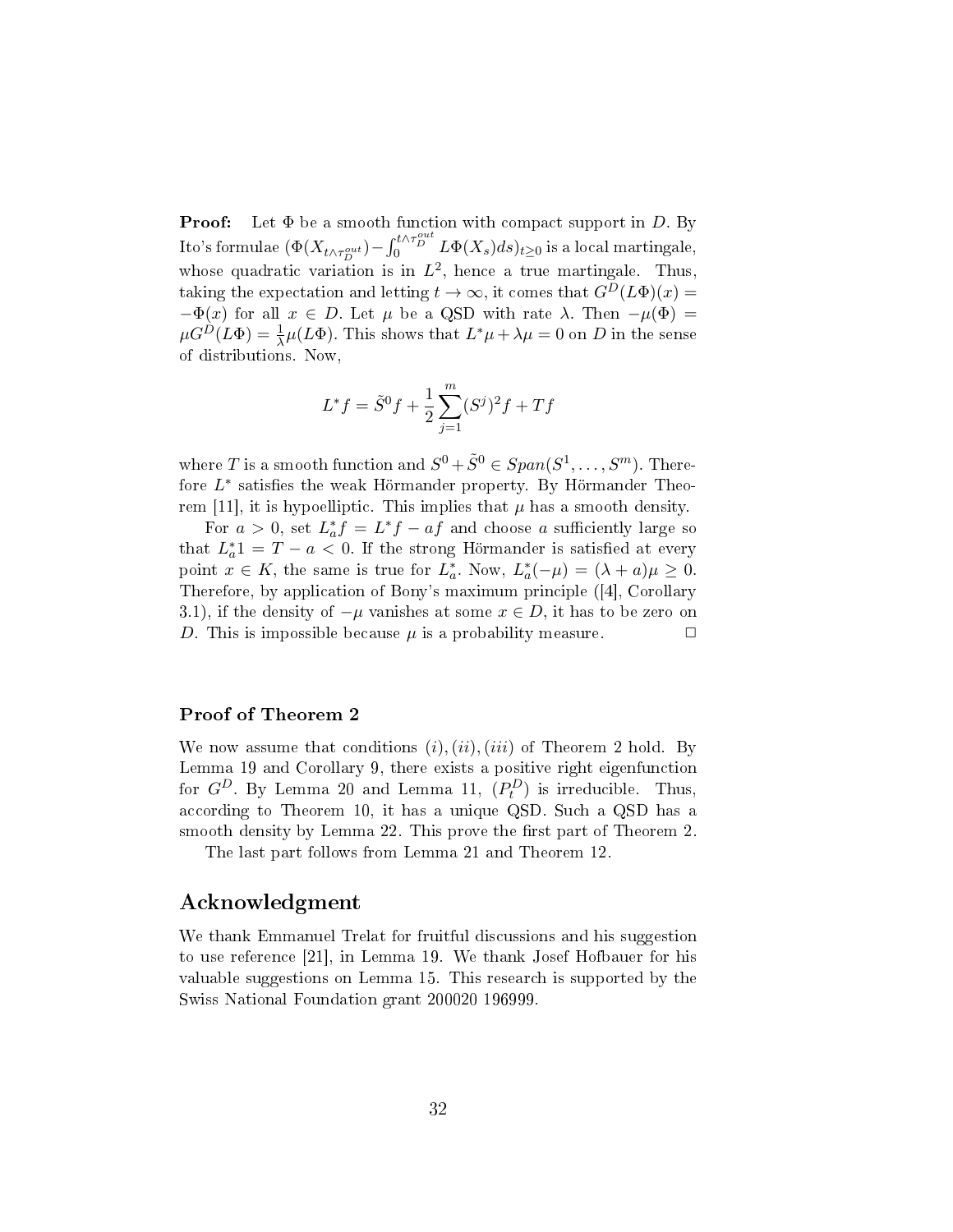**Proof:** Let $\Phi$ be a smooth function with compact support in $D$. By Ito's formulae $(\Phi(X_{t\wedge\tau_D^{out}}) - \int_0^{t\wedge\tau_D^{out}} L\Phi(X_s)ds)_{t\geq 0}$ is a local martingale, whose quadratic variation is in $L^2$, hence a true martingale. Thus, taking the expectation and letting $t\to\infty$, it comes that $G^D(L\Phi)(x) = -\Phi(x)$ for all $x\in D$. Let $\mu$ be a QSD with rate $\lambda$. Then $-\mu(\Phi) = \mu G^D(L\Phi) = \frac{1}{\lambda}\mu(L\Phi)$. This shows that $L^*\mu + \lambda\mu = 0$ on $D$ in the sense of distributions. Now,

$$L^* f = \tilde{S}^0 f + \frac{1}{2}\sum_{j=1}^m (S^j)^2 f + Tf$$

where $T$ is a smooth function and $S^0 + \tilde{S}^0 \in Span(S^1,\ldots,S^m)$. Therefore $L^*$ satisfies the weak Hörmander property. By Hörmander Theorem [11], it is hypoelliptic. This implies that $\mu$ has a smooth density.

For $a>0$, set $L_a^* f = L^* f - af$ and choose $a$ sufficiently large so that $L_a^* 1 = T - a < 0$. If the strong Hörmander is satisfied at every point $x\in K$, the same is true for $L_a^*$. Now, $L_a^*(-\mu) = (\lambda + a)\mu \geq 0$. Therefore, by application of Bony's maximum principle ([4], Corollary 3.1), if the density of $-\mu$ vanishes at some $x\in D$, it has to be zero on $D$. This is impossible because $\mu$ is a probability measure. $\square$

### Proof of Theorem 2

We now assume that conditions $(i),(ii),(iii)$ of Theorem 2 hold. By Lemma 19 and Corollary 9, there exists a positive right eigenfunction for $G^D$. By Lemma 20 and Lemma 11, $(P_t^D)$ is irreducible. Thus, according to Theorem 10, it has a unique QSD. Such a QSD has a smooth density by Lemma 22. This prove the first part of Theorem 2.

The last part follows from Lemma 21 and Theorem 12.

## Acknowledgment

We thank Emmanuel Trelat for fruitful discussions and his suggestion to use reference [21], in Lemma 19. We thank Josef Hofbauer for his valuable suggestions on Lemma 15. This research is supported by the Swiss National Foundation grant 200020 196999.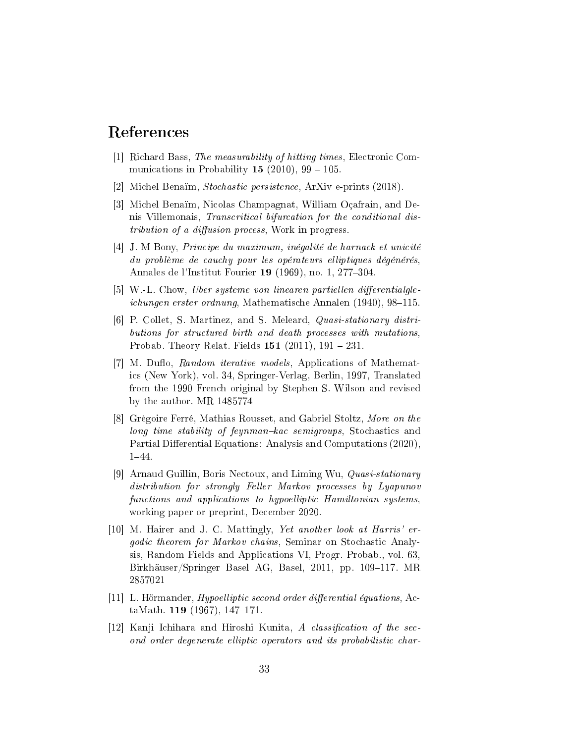# References

[1] Richard Bass, *The measurability of hitting times*, Electronic Communications in Probability **15** (2010), 99 – 105.

[2] Michel Benaïm, *Stochastic persistence*, ArXiv e-prints (2018).

[3] Michel Benaïm, Nicolas Champagnat, William Oçafrain, and Denis Villemonais, *Transcritical bifurcation for the conditional distribution of a diffusion process*, Work in progress.

[4] J. M Bony, *Principe du maximum, inégalité de harnack et unicité du problème de cauchy pour les opérateurs elliptiques dégénérés*, Annales de l'Institut Fourier **19** (1969), no. 1, 277–304.

[5] W.-L. Chow, *Uber systeme von linearen partiellen differentialgleichungen erster ordnung*, Mathematische Annalen (1940), 98–115.

[6] P. Collet, S. Martinez, and S. Meleard, *Quasi-stationary distributions for structured birth and death processes with mutations*, Probab. Theory Relat. Fields **151** (2011), 191 – 231.

[7] M. Duflo, *Random iterative models*, Applications of Mathematics (New York), vol. 34, Springer-Verlag, Berlin, 1997, Translated from the 1990 French original by Stephen S. Wilson and revised by the author. MR 1485774

[8] Grégoire Ferré, Mathias Rousset, and Gabriel Stoltz, *More on the long time stability of feynman–kac semigroups*, Stochastics and Partial Differential Equations: Analysis and Computations (2020), 1–44.

[9] Arnaud Guillin, Boris Nectoux, and Liming Wu, *Quasi-stationary distribution for strongly Feller Markov processes by Lyapunov functions and applications to hypoelliptic Hamiltonian systems*, working paper or preprint, December 2020.

[10] M. Hairer and J. C. Mattingly, *Yet another look at Harris' ergodic theorem for Markov chains*, Seminar on Stochastic Analysis, Random Fields and Applications VI, Progr. Probab., vol. 63, Birkhäuser/Springer Basel AG, Basel, 2011, pp. 109–117. MR 2857021

[11] L. Hörmander, *Hypoelliptic second order differential équations*, ActaMath. **119** (1967), 147–171.

[12] Kanji Ichihara and Hiroshi Kunita, *A classification of the second order degenerate elliptic operators and its probabilistic char-*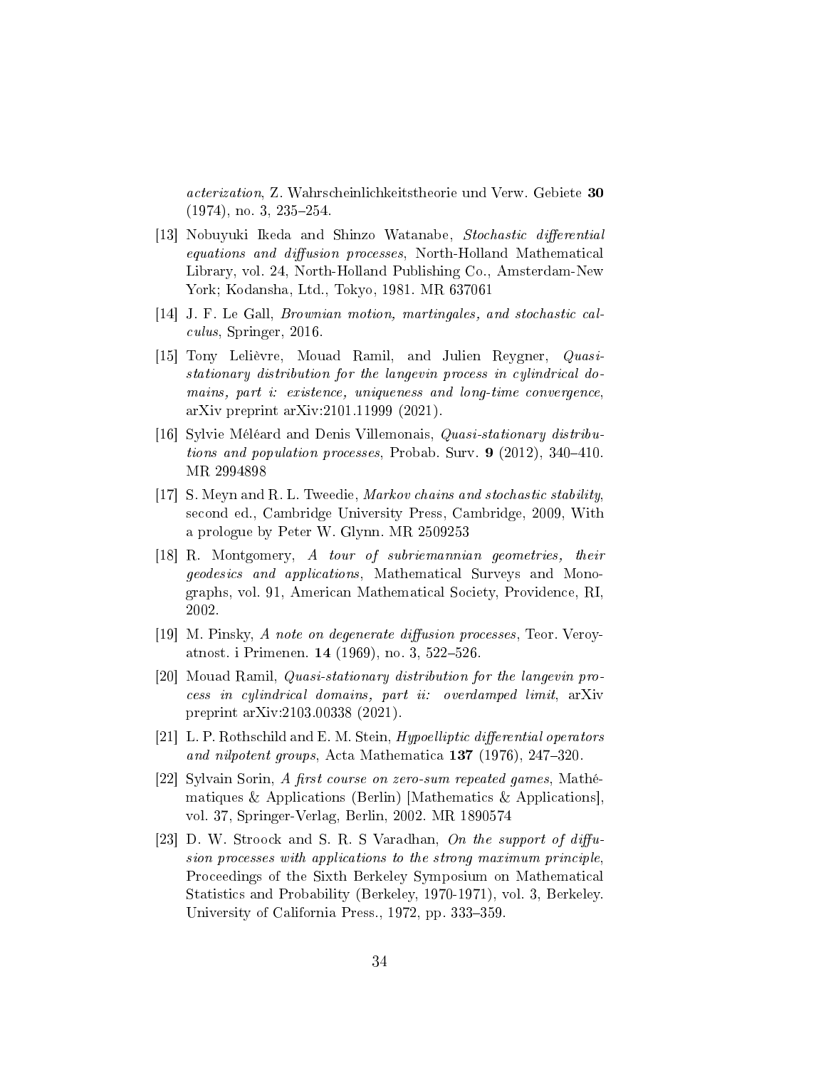*acterization*, Z. Wahrscheinlichkeitstheorie und Verw. Gebiete **30** (1974), no. 3, 235–254.

[13] Nobuyuki Ikeda and Shinzo Watanabe, *Stochastic differential equations and diffusion processes*, North-Holland Mathematical Library, vol. 24, North-Holland Publishing Co., Amsterdam-New York; Kodansha, Ltd., Tokyo, 1981. MR 637061

[14] J. F. Le Gall, *Brownian motion, martingales, and stochastic calculus*, Springer, 2016.

[15] Tony Lelièvre, Mouad Ramil, and Julien Reygner, *Quasi-stationary distribution for the langevin process in cylindrical domains, part i: existence, uniqueness and long-time convergence*, arXiv preprint arXiv:2101.11999 (2021).

[16] Sylvie Méléard and Denis Villemonais, *Quasi-stationary distributions and population processes*, Probab. Surv. **9** (2012), 340–410. MR 2994898

[17] S. Meyn and R. L. Tweedie, *Markov chains and stochastic stability*, second ed., Cambridge University Press, Cambridge, 2009, With a prologue by Peter W. Glynn. MR 2509253

[18] R. Montgomery, *A tour of subriemannian geometries, their geodesics and applications*, Mathematical Surveys and Monographs, vol. 91, American Mathematical Society, Providence, RI, 2002.

[19] M. Pinsky, *A note on degenerate diffusion processes*, Teor. Veroyatnost. i Primenen. **14** (1969), no. 3, 522–526.

[20] Mouad Ramil, *Quasi-stationary distribution for the langevin process in cylindrical domains, part ii: overdamped limit*, arXiv preprint arXiv:2103.00338 (2021).

[21] L. P. Rothschild and E. M. Stein, *Hypoelliptic differential operators and nilpotent groups*, Acta Mathematica **137** (1976), 247–320.

[22] Sylvain Sorin, *A first course on zero-sum repeated games*, Mathématiques & Applications (Berlin) [Mathematics & Applications], vol. 37, Springer-Verlag, Berlin, 2002. MR 1890574

[23] D. W. Stroock and S. R. S Varadhan, *On the support of diffusion processes with applications to the strong maximum principle*, Proceedings of the Sixth Berkeley Symposium on Mathematical Statistics and Probability (Berkeley, 1970-1971), vol. 3, Berkeley. University of California Press., 1972, pp. 333–359.